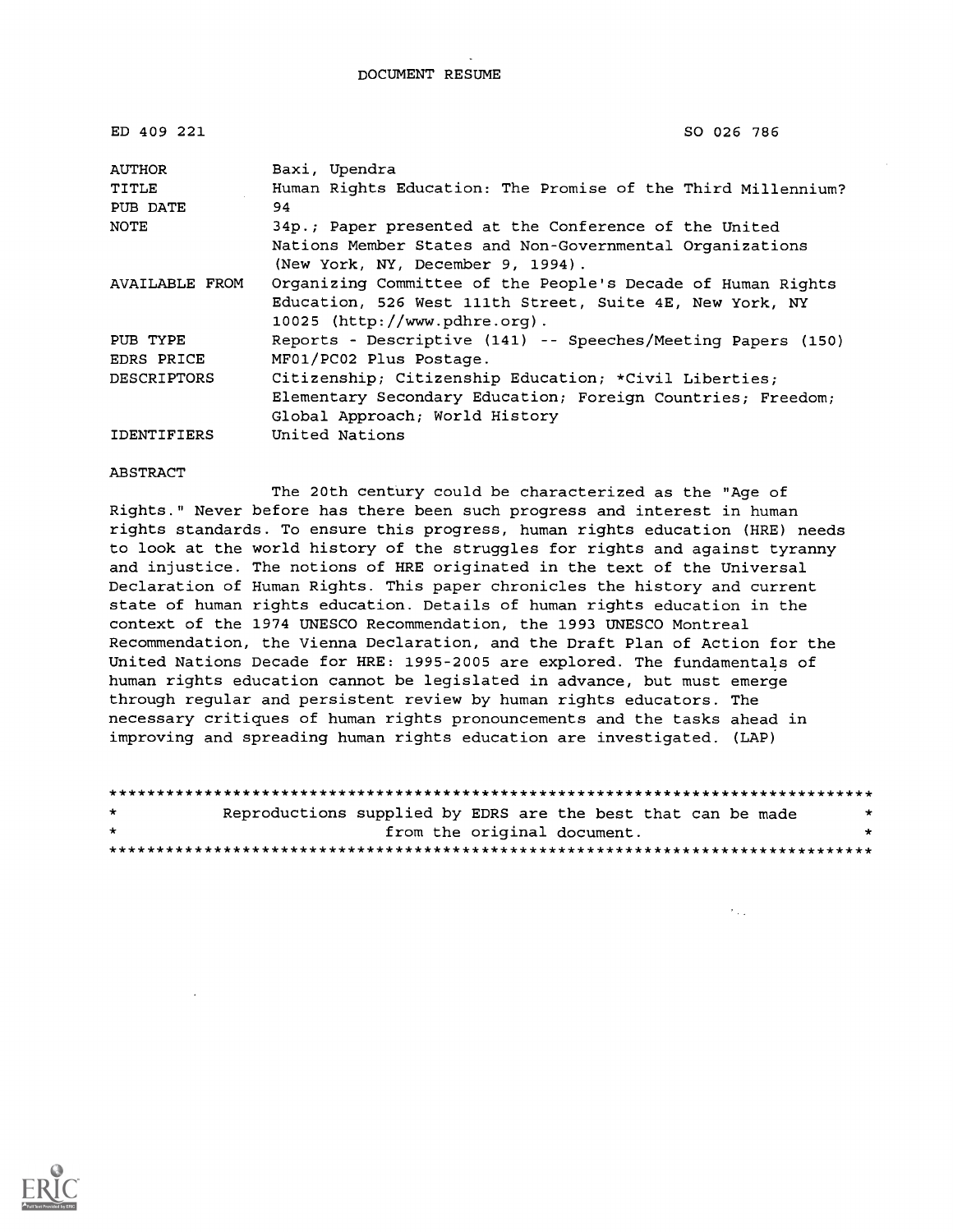# DOCUMENT RESUME

| | |
|---|---|
| ED 409 221 | SO 026 786 |
| AUTHOR | Baxi, Upendra |
| TITLE | Human Rights Education: The Promise of the Third Millennium? |
| PUB DATE | 94 |
| NOTE | 34p.; Paper presented at the Conference of the United Nations Member States and Non-Governmental Organizations (New York, NY, December 9, 1994). |
| AVAILABLE FROM | Organizing Committee of the People's Decade of Human Rights Education, 526 West 111th Street, Suite 4E, New York, NY 10025 (http://www.pdhre.org). |
| PUB TYPE | Reports - Descriptive (141) -- Speeches/Meeting Papers (150) |
| EDRS PRICE | MF01/PC02 Plus Postage. |
| DESCRIPTORS | Citizenship; Citizenship Education; *Civil Liberties; Elementary Secondary Education; Foreign Countries; Freedom; Global Approach; World History |
| IDENTIFIERS | United Nations |

ABSTRACT

The 20th century could be characterized as the "Age of Rights." Never before has there been such progress and interest in human rights standards. To ensure this progress, human rights education (HRE) needs to look at the world history of the struggles for rights and against tyranny and injustice. The notions of HRE originated in the text of the Universal Declaration of Human Rights. This paper chronicles the history and current state of human rights education. Details of human rights education in the context of the 1974 UNESCO Recommendation, the 1993 UNESCO Montreal Recommendation, the Vienna Declaration, and the Draft Plan of Action for the United Nations Decade for HRE: 1995-2005 are explored. The fundamentals of human rights education cannot be legislated in advance, but must emerge through regular and persistent review by human rights educators. The necessary critiques of human rights pronouncements and the tasks ahead in improving and spreading human rights education are investigated. (LAP)

********************************************************************************
* Reproductions supplied by EDRS are the best that can be made *
* from the original document. *
********************************************************************************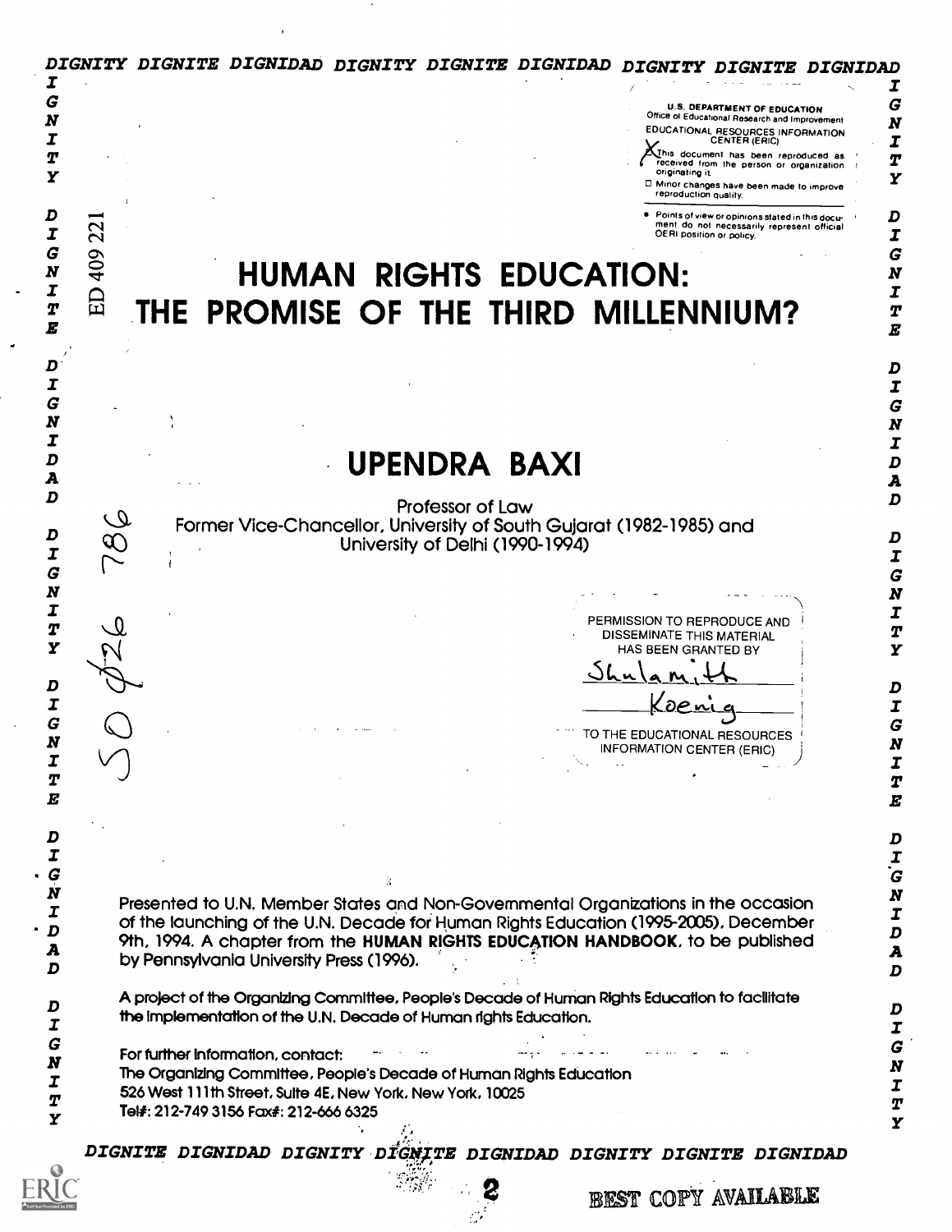DIGNITY DIGNITE DIGNIDAD DIGNITY DIGNITE DIGNIDAD DIGNITY DIGNITE DIGNIDAD

U.S. DEPARTMENT OF EDUCATION
Office of Educational Research and Improvement
EDUCATIONAL RESOURCES INFORMATION CENTER (ERIC)

This document has been reproduced as received from the person or organization originating it.

Minor changes have been made to improve reproduction quality.

Points of view or opinions stated in this document do not necessarily represent official OERI position or policy.

ED 409 221

# HUMAN RIGHTS EDUCATION: THE PROMISE OF THE THIRD MILLENNIUM?

## UPENDRA BAXI

Professor of Law
Former Vice-Chancellor, University of South Gujarat (1982-1985) and University of Delhi (1990-1994)

SO 026 786

PERMISSION TO REPRODUCE AND DISSEMINATE THIS MATERIAL HAS BEEN GRANTED BY
Shulamith Koenig
TO THE EDUCATIONAL RESOURCES INFORMATION CENTER (ERIC)

Presented to U.N. Member States and Non-Governmental Organizations in the occasion of the launching of the U.N. Decade for Human Rights Education (1995-2005), December 9th, 1994. A chapter from the **HUMAN RIGHTS EDUCATION HANDBOOK**, to be published by Pennsylvania University Press (1996).

A project of the Organizing Committee, People's Decade of Human Rights Education to facilitate the implementation of the U.N. Decade of Human rights Education.

For further information, contact:
The Organizing Committee, People's Decade of Human Rights Education
526 West 111th Street, Suite 4E, New York, New York, 10025
Tel#: 212-749 3156 Fax#: 212-666 6325

DIGNITE DIGNIDAD DIGNITY DIGNITE DIGNIDAD DIGNITY DIGNITE DIGNIDAD

BEST COPY AVAILABLE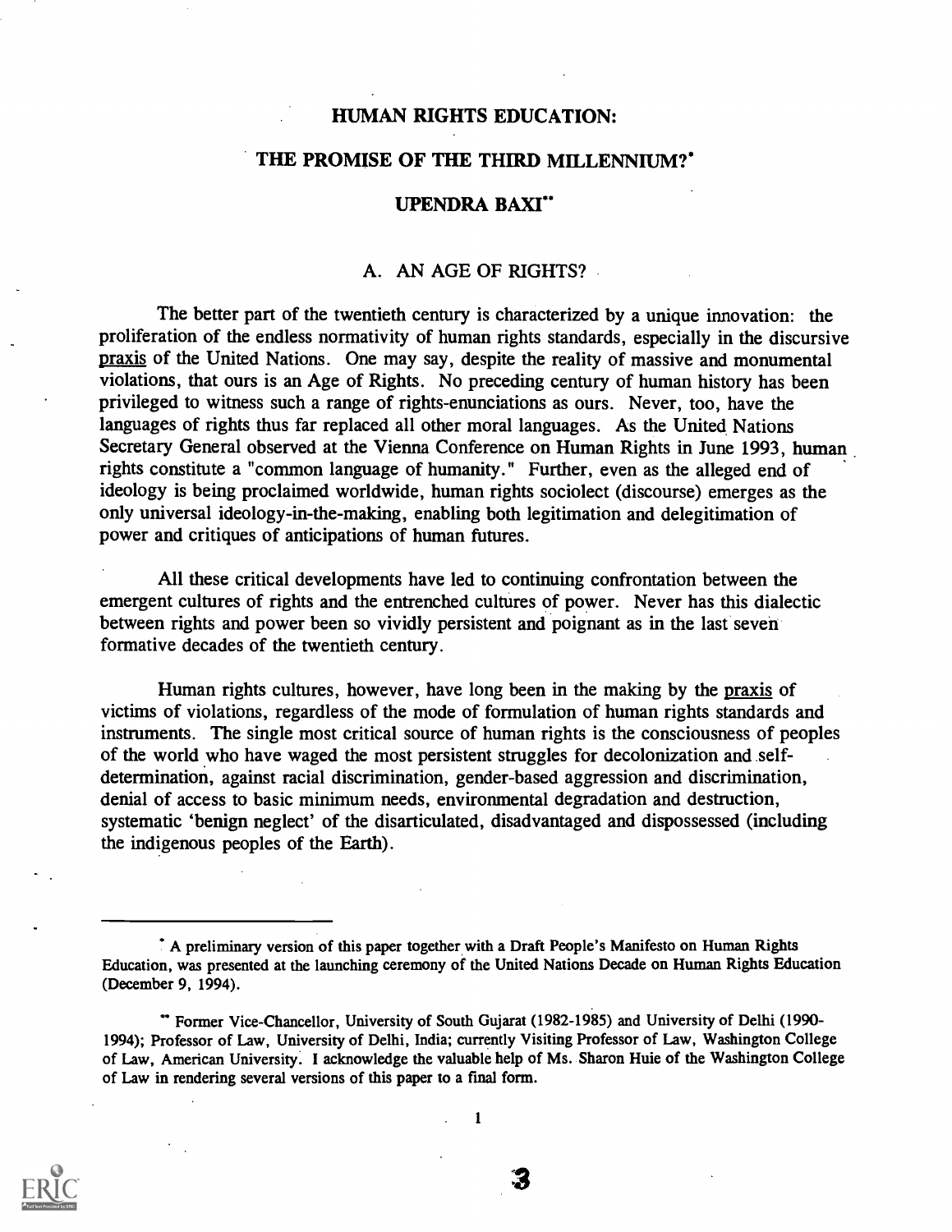# HUMAN RIGHTS EDUCATION:

# THE PROMISE OF THE THIRD MILLENNIUM?*

## UPENDRA BAXI**

### A. AN AGE OF RIGHTS?

The better part of the twentieth century is characterized by a unique innovation: the proliferation of the endless normativity of human rights standards, especially in the discursive praxis of the United Nations. One may say, despite the reality of massive and monumental violations, that ours is an Age of Rights. No preceding century of human history has been privileged to witness such a range of rights-enunciations as ours. Never, too, have the languages of rights thus far replaced all other moral languages. As the United Nations Secretary General observed at the Vienna Conference on Human Rights in June 1993, human rights constitute a "common language of humanity." Further, even as the alleged end of ideology is being proclaimed worldwide, human rights sociolect (discourse) emerges as the only universal ideology-in-the-making, enabling both legitimation and delegitimation of power and critiques of anticipations of human futures.

All these critical developments have led to continuing confrontation between the emergent cultures of rights and the entrenched cultures of power. Never has this dialectic between rights and power been so vividly persistent and poignant as in the last seven formative decades of the twentieth century.

Human rights cultures, however, have long been in the making by the praxis of victims of violations, regardless of the mode of formulation of human rights standards and instruments. The single most critical source of human rights is the consciousness of peoples of the world who have waged the most persistent struggles for decolonization and self-determination, against racial discrimination, gender-based aggression and discrimination, denial of access to basic minimum needs, environmental degradation and destruction, systematic 'benign neglect' of the disarticulated, disadvantaged and dispossessed (including the indigenous peoples of the Earth).

---

* A preliminary version of this paper together with a Draft People's Manifesto on Human Rights Education, was presented at the launching ceremony of the United Nations Decade on Human Rights Education (December 9, 1994).

** Former Vice-Chancellor, University of South Gujarat (1982-1985) and University of Delhi (1990-1994); Professor of Law, University of Delhi, India; currently Visiting Professor of Law, Washington College of Law, American University. I acknowledge the valuable help of Ms. Sharon Huie of the Washington College of Law in rendering several versions of this paper to a final form.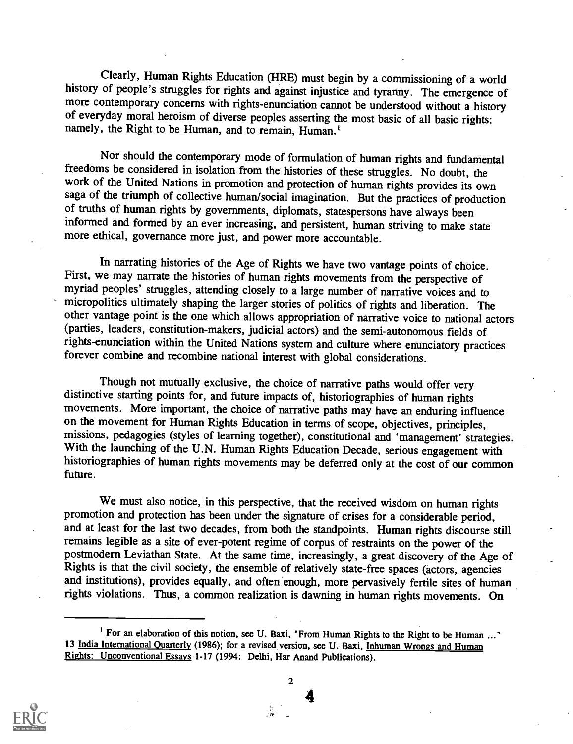Clearly, Human Rights Education (HRE) must begin by a commissioning of a world history of people's struggles for rights and against injustice and tyranny. The emergence of more contemporary concerns with rights-enunciation cannot be understood without a history of everyday moral heroism of diverse peoples asserting the most basic of all basic rights: namely, the Right to be Human, and to remain, Human.[1]

Nor should the contemporary mode of formulation of human rights and fundamental freedoms be considered in isolation from the histories of these struggles. No doubt, the work of the United Nations in promotion and protection of human rights provides its own saga of the triumph of collective human/social imagination. But the practices of production of truths of human rights by governments, diplomats, statespersons have always been informed and formed by an ever increasing, and persistent, human striving to make state more ethical, governance more just, and power more accountable.

In narrating histories of the Age of Rights we have two vantage points of choice. First, we may narrate the histories of human rights movements from the perspective of myriad peoples' struggles, attending closely to a large number of narrative voices and to micropolitics ultimately shaping the larger stories of politics of rights and liberation. The other vantage point is the one which allows appropriation of narrative voice to national actors (parties, leaders, constitution-makers, judicial actors) and the semi-autonomous fields of rights-enunciation within the United Nations system and culture where enunciatory practices forever combine and recombine national interest with global considerations.

Though not mutually exclusive, the choice of narrative paths would offer very distinctive starting points for, and future impacts of, historiographies of human rights movements. More important, the choice of narrative paths may have an enduring influence on the movement for Human Rights Education in terms of scope, objectives, principles, missions, pedagogies (styles of learning together), constitutional and 'management' strategies. With the launching of the U.N. Human Rights Education Decade, serious engagement with historiographies of human rights movements may be deferred only at the cost of our common future.

We must also notice, in this perspective, that the received wisdom on human rights promotion and protection has been under the signature of crises for a considerable period, and at least for the last two decades, from both the standpoints. Human rights discourse still remains legible as a site of ever-potent regime of corpus of restraints on the power of the postmodern Leviathan State. At the same time, increasingly, a great discovery of the Age of Rights is that the civil society, the ensemble of relatively state-free spaces (actors, agencies and institutions), provides equally, and often enough, more pervasively fertile sites of human rights violations. Thus, a common realization is dawning in human rights movements. On

---

[1] For an elaboration of this notion, see U. Baxi, "From Human Rights to the Right to be Human ..." 13 India International Quarterly (1986); for a revised version, see U. Baxi, Inhuman Wrongs and Human Rights: Unconventional Essays 1-17 (1994: Delhi, Har Anand Publications).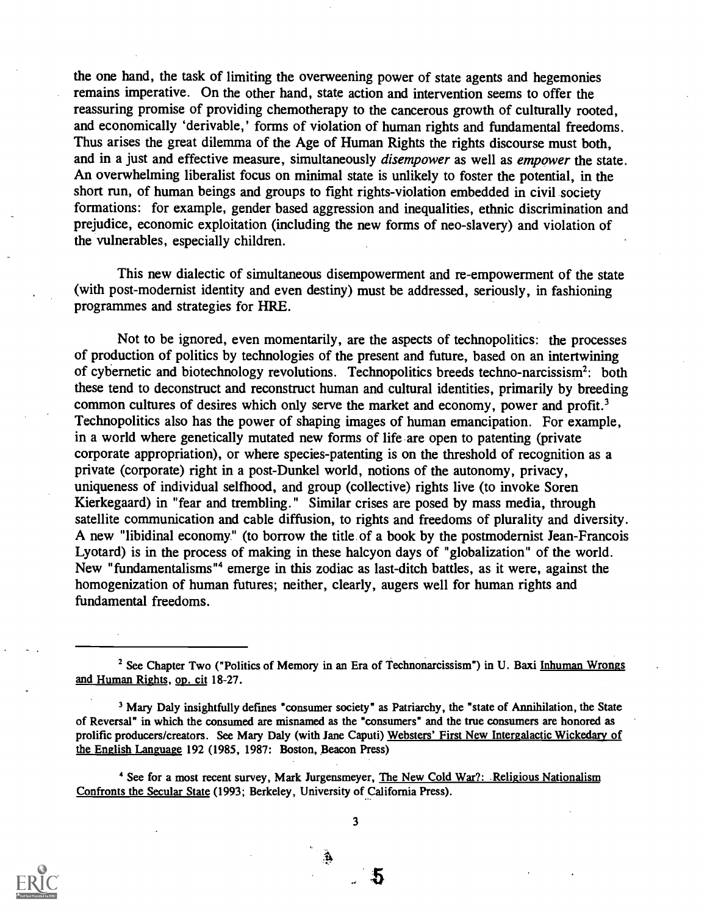the one hand, the task of limiting the overweening power of state agents and hegemonies remains imperative. On the other hand, state action and intervention seems to offer the reassuring promise of providing chemotherapy to the cancerous growth of culturally rooted, and economically 'derivable,' forms of violation of human rights and fundamental freedoms. Thus arises the great dilemma of the Age of Human Rights the rights discourse must both, and in a just and effective measure, simultaneously *disempower* as well as *empower* the state. An overwhelming liberalist focus on minimal state is unlikely to foster the potential, in the short run, of human beings and groups to fight rights-violation embedded in civil society formations: for example, gender based aggression and inequalities, ethnic discrimination and prejudice, economic exploitation (including the new forms of neo-slavery) and violation of the vulnerables, especially children.

This new dialectic of simultaneous disempowerment and re-empowerment of the state (with post-modernist identity and even destiny) must be addressed, seriously, in fashioning programmes and strategies for HRE.

Not to be ignored, even momentarily, are the aspects of technopolitics: the processes of production of politics by technologies of the present and future, based on an intertwining of cybernetic and biotechnology revolutions. Technopolitics breeds techno-narcissism[2]: both these tend to deconstruct and reconstruct human and cultural identities, primarily by breeding common cultures of desires which only serve the market and economy, power and profit.[3] Technopolitics also has the power of shaping images of human emancipation. For example, in a world where genetically mutated new forms of life are open to patenting (private corporate appropriation), or where species-patenting is on the threshold of recognition as a private (corporate) right in a post-Dunkel world, notions of the autonomy, privacy, uniqueness of individual selfhood, and group (collective) rights live (to invoke Soren Kierkegaard) in "fear and trembling." Similar crises are posed by mass media, through satellite communication and cable diffusion, to rights and freedoms of plurality and diversity. A new "libidinal economy" (to borrow the title of a book by the postmodernist Jean-Francois Lyotard) is in the process of making in these halcyon days of "globalization" of the world. New "fundamentalisms"[4] emerge in this zodiac as last-ditch battles, as it were, against the homogenization of human futures; neither, clearly, augers well for human rights and fundamental freedoms.

---

[2] See Chapter Two ("Politics of Memory in an Era of Technonarcissism") in U. Baxi Inhuman Wrongs and Human Rights, op. cit 18-27.

[3] Mary Daly insightfully defines "consumer society" as Patriarchy, the "state of Annihilation, the State of Reversal" in which the consumed are misnamed as the "consumers" and the true consumers are honored as prolific producers/creators. See Mary Daly (with Jane Caputi) Websters' First New Intergalactic Wickedary of the English Language 192 (1985, 1987: Boston, Beacon Press)

[4] See for a most recent survey, Mark Jurgensmeyer, The New Cold War?: Religious Nationalism Confronts the Secular State (1993; Berkeley, University of California Press).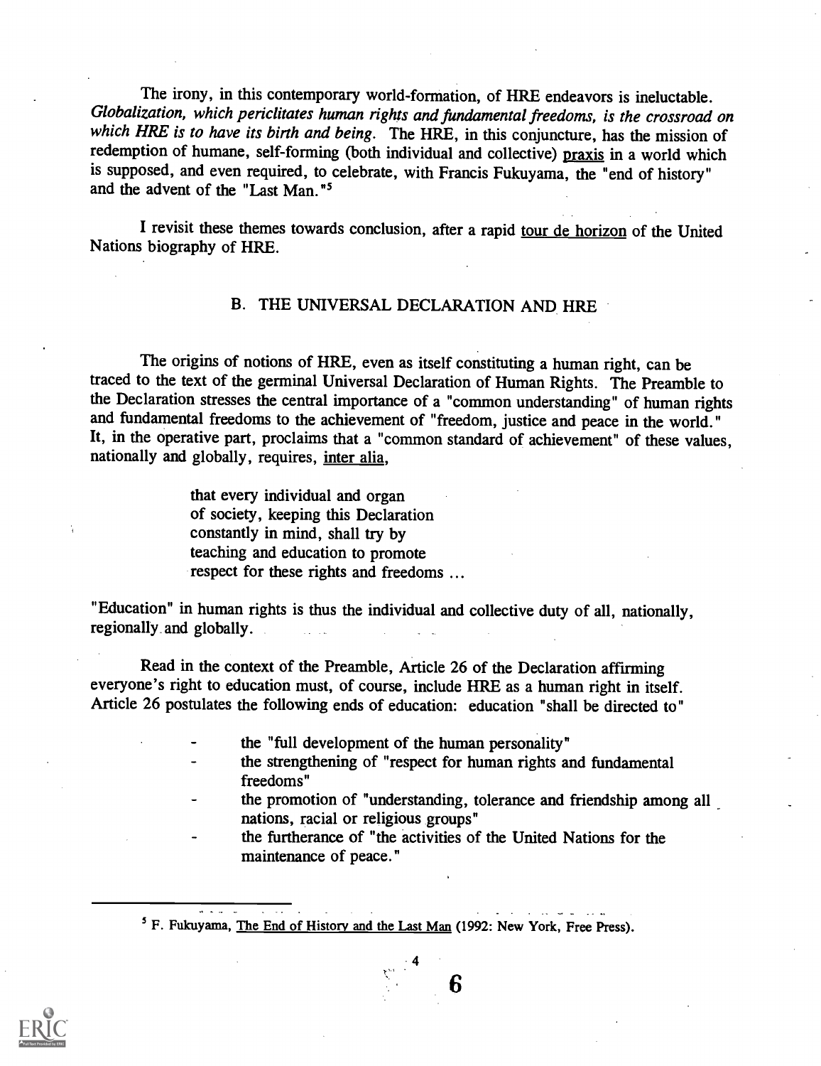The irony, in this contemporary world-formation, of HRE endeavors is ineluctable. *Globalization, which periclitates human rights and fundamental freedoms, is the crossroad on which HRE is to have its birth and being.* The HRE, in this conjuncture, has the mission of redemption of humane, self-forming (both individual and collective) praxis in a world which is supposed, and even required, to celebrate, with Francis Fukuyama, the "end of history" and the advent of the "Last Man."[5]

I revisit these themes towards conclusion, after a rapid tour de horizon of the United Nations biography of HRE.

## B. THE UNIVERSAL DECLARATION AND HRE

The origins of notions of HRE, even as itself constituting a human right, can be traced to the text of the germinal Universal Declaration of Human Rights. The Preamble to the Declaration stresses the central importance of a "common understanding" of human rights and fundamental freedoms to the achievement of "freedom, justice and peace in the world." It, in the operative part, proclaims that a "common standard of achievement" of these values, nationally and globally, requires, inter alia,

> that every individual and organ of society, keeping this Declaration constantly in mind, shall try by teaching and education to promote respect for these rights and freedoms ...

"Education" in human rights is thus the individual and collective duty of all, nationally, regionally and globally.

Read in the context of the Preamble, Article 26 of the Declaration affirming everyone's right to education must, of course, include HRE as a human right in itself. Article 26 postulates the following ends of education: education "shall be directed to"

- the "full development of the human personality"
- the strengthening of "respect for human rights and fundamental freedoms"
- the promotion of "understanding, tolerance and friendship among all nations, racial or religious groups"
- the furtherance of "the activities of the United Nations for the maintenance of peace."

[5] F. Fukuyama, The End of History and the Last Man (1992: New York, Free Press).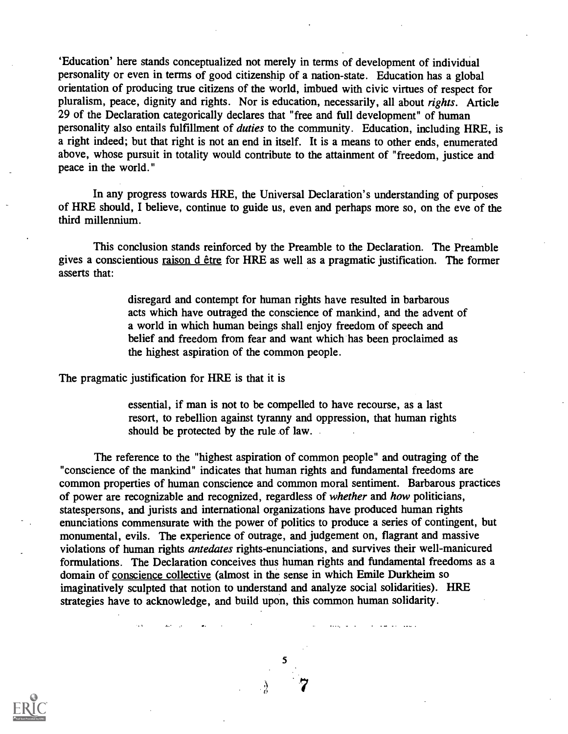'Education' here stands conceptualized not merely in terms of development of individual personality or even in terms of good citizenship of a nation-state. Education has a global orientation of producing true citizens of the world, imbued with civic virtues of respect for pluralism, peace, dignity and rights. Nor is education, necessarily, all about *rights*. Article 29 of the Declaration categorically declares that "free and full development" of human personality also entails fulfillment of *duties* to the community. Education, including HRE, is a right indeed; but that right is not an end in itself. It is a means to other ends, enumerated above, whose pursuit in totality would contribute to the attainment of "freedom, justice and peace in the world."

In any progress towards HRE, the Universal Declaration's understanding of purposes of HRE should, I believe, continue to guide us, even and perhaps more so, on the eve of the third millennium.

This conclusion stands reinforced by the Preamble to the Declaration. The Preamble gives a conscientious raison d être for HRE as well as a pragmatic justification. The former asserts that:

> disregard and contempt for human rights have resulted in barbarous acts which have outraged the conscience of mankind, and the advent of a world in which human beings shall enjoy freedom of speech and belief and freedom from fear and want which has been proclaimed as the highest aspiration of the common people.

The pragmatic justification for HRE is that it is

> essential, if man is not to be compelled to have recourse, as a last resort, to rebellion against tyranny and oppression, that human rights should be protected by the rule of law.

The reference to the "highest aspiration of common people" and outraging of the "conscience of the mankind" indicates that human rights and fundamental freedoms are common properties of human conscience and common moral sentiment. Barbarous practices of power are recognizable and recognized, regardless of *whether* and *how* politicians, statespersons, and jurists and international organizations have produced human rights enunciations commensurate with the power of politics to produce a series of contingent, but monumental, evils. The experience of outrage, and judgement on, flagrant and massive violations of human rights *antedates* rights-enunciations, and survives their well-manicured formulations. The Declaration conceives thus human rights and fundamental freedoms as a domain of conscience collective (almost in the sense in which Emile Durkheim so imaginatively sculpted that notion to understand and analyze social solidarities). HRE strategies have to acknowledge, and build upon, this common human solidarity.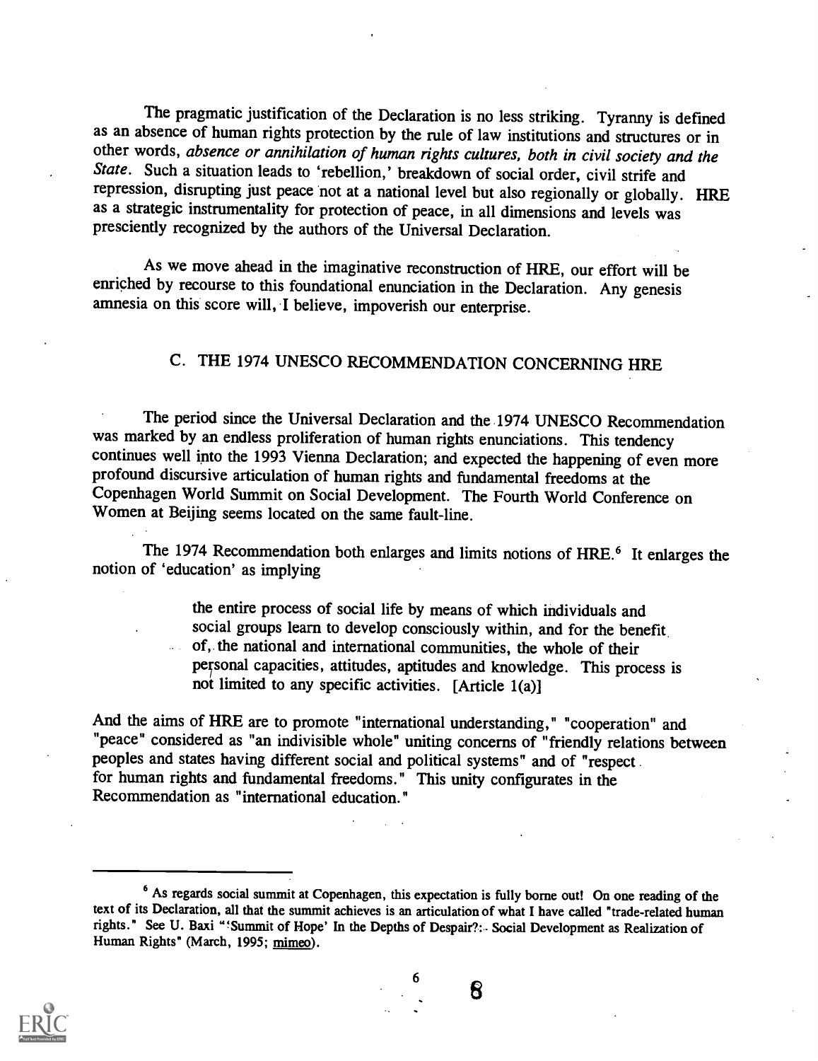The pragmatic justification of the Declaration is no less striking. Tyranny is defined as an absence of human rights protection by the rule of law institutions and structures or in other words, *absence or annihilation of human rights cultures, both in civil society and the State*. Such a situation leads to 'rebellion,' breakdown of social order, civil strife and repression, disrupting just peace not at a national level but also regionally or globally. HRE as a strategic instrumentality for protection of peace, in all dimensions and levels was presciently recognized by the authors of the Universal Declaration.

As we move ahead in the imaginative reconstruction of HRE, our effort will be enriched by recourse to this foundational enunciation in the Declaration. Any genesis amnesia on this score will, I believe, impoverish our enterprise.

## C. THE 1974 UNESCO RECOMMENDATION CONCERNING HRE

The period since the Universal Declaration and the 1974 UNESCO Recommendation was marked by an endless proliferation of human rights enunciations. This tendency continues well into the 1993 Vienna Declaration; and expected the happening of even more profound discursive articulation of human rights and fundamental freedoms at the Copenhagen World Summit on Social Development. The Fourth World Conference on Women at Beijing seems located on the same fault-line.

The 1974 Recommendation both enlarges and limits notions of HRE.[6] It enlarges the notion of 'education' as implying

> the entire process of social life by means of which individuals and social groups learn to develop consciously within, and for the benefit of, the national and international communities, the whole of their personal capacities, attitudes, aptitudes and knowledge. This process is not limited to any specific activities. [Article 1(a)]

And the aims of HRE are to promote "international understanding," "cooperation" and "peace" considered as "an indivisible whole" uniting concerns of "friendly relations between peoples and states having different social and political systems" and of "respect for human rights and fundamental freedoms." This unity configurates in the Recommendation as "international education."

---

[6] As regards social summit at Copenhagen, this expectation is fully borne out! On one reading of the text of its Declaration, all that the summit achieves is an articulation of what I have called "trade-related human rights." See U. Baxi "'Summit of Hope' In the Depths of Despair?: Social Development as Realization of Human Rights" (March, 1995; mimeo).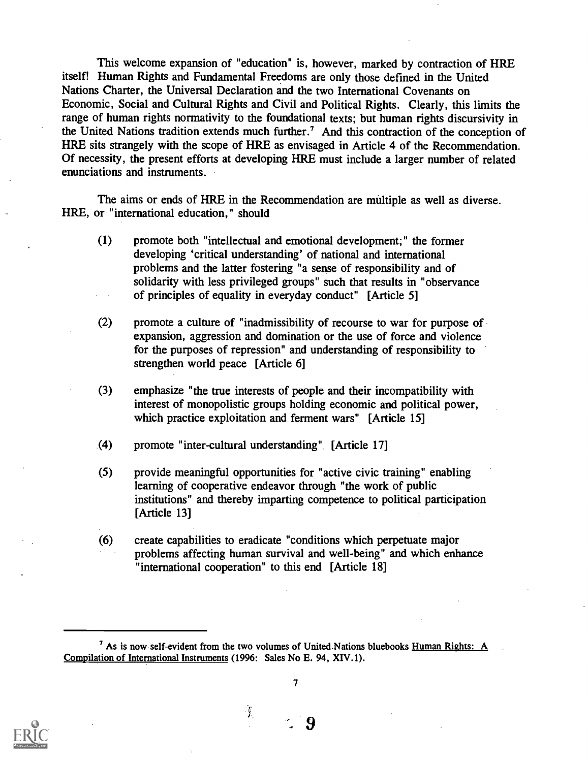This welcome expansion of "education" is, however, marked by contraction of HRE itself! Human Rights and Fundamental Freedoms are only those defined in the United Nations Charter, the Universal Declaration and the two International Covenants on Economic, Social and Cultural Rights and Civil and Political Rights. Clearly, this limits the range of human rights normativity to the foundational texts; but human rights discursivity in the United Nations tradition extends much further.[7] And this contraction of the conception of HRE sits strangely with the scope of HRE as envisaged in Article 4 of the Recommendation. Of necessity, the present efforts at developing HRE must include a larger number of related enunciations and instruments.

The aims or ends of HRE in the Recommendation are multiple as well as diverse. HRE, or "international education," should

(1) promote both "intellectual and emotional development;" the former developing 'critical understanding' of national and international problems and the latter fostering "a sense of responsibility and of solidarity with less privileged groups" such that results in "observance of principles of equality in everyday conduct" [Article 5]

(2) promote a culture of "inadmissibility of recourse to war for purpose of expansion, aggression and domination or the use of force and violence for the purposes of repression" and understanding of responsibility to strengthen world peace [Article 6]

(3) emphasize "the true interests of people and their incompatibility with interest of monopolistic groups holding economic and political power, which practice exploitation and ferment wars" [Article 15]

(4) promote "inter-cultural understanding" [Article 17]

(5) provide meaningful opportunities for "active civic training" enabling learning of cooperative endeavor through "the work of public institutions" and thereby imparting competence to political participation [Article 13]

(6) create capabilities to eradicate "conditions which perpetuate major problems affecting human survival and well-being" and which enhance "international cooperation" to this end [Article 18]

---

[7] As is now self-evident from the two volumes of United Nations bluebooks Human Rights: A Compilation of International Instruments (1996: Sales No E. 94, XIV.1).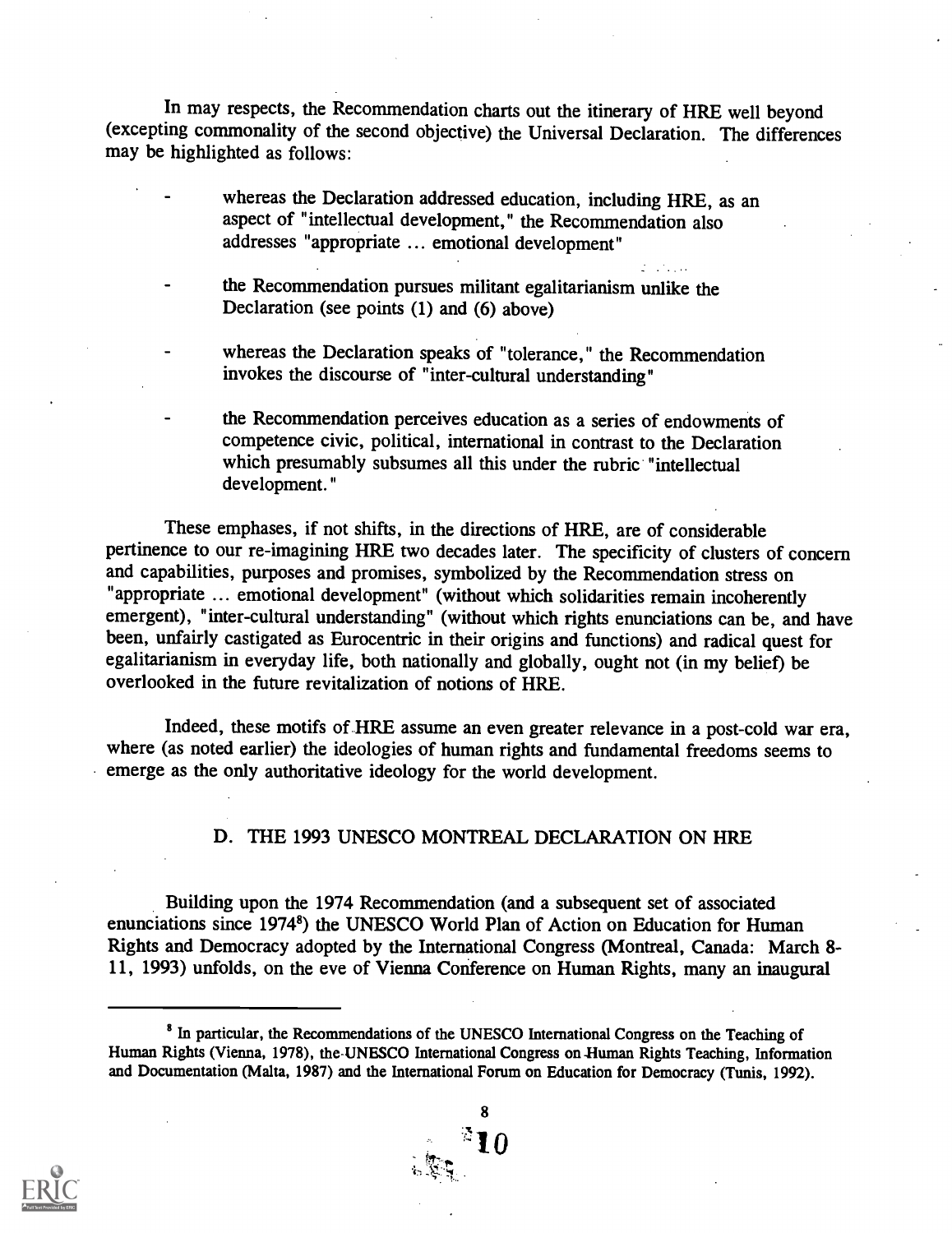In may respects, the Recommendation charts out the itinerary of HRE well beyond (excepting commonality of the second objective) the Universal Declaration. The differences may be highlighted as follows:

- whereas the Declaration addressed education, including HRE, as an aspect of "intellectual development," the Recommendation also addresses "appropriate ... emotional development"

- the Recommendation pursues militant egalitarianism unlike the Declaration (see points (1) and (6) above)

- whereas the Declaration speaks of "tolerance," the Recommendation invokes the discourse of "inter-cultural understanding"

- the Recommendation perceives education as a series of endowments of competence civic, political, international in contrast to the Declaration which presumably subsumes all this under the rubric "intellectual development."

These emphases, if not shifts, in the directions of HRE, are of considerable pertinence to our re-imagining HRE two decades later. The specificity of clusters of concern and capabilities, purposes and promises, symbolized by the Recommendation stress on "appropriate ... emotional development" (without which solidarities remain incoherently emergent), "inter-cultural understanding" (without which rights enunciations can be, and have been, unfairly castigated as Eurocentric in their origins and functions) and radical quest for egalitarianism in everyday life, both nationally and globally, ought not (in my belief) be overlooked in the future revitalization of notions of HRE.

Indeed, these motifs of HRE assume an even greater relevance in a post-cold war era, where (as noted earlier) the ideologies of human rights and fundamental freedoms seems to emerge as the only authoritative ideology for the world development.

## D. THE 1993 UNESCO MONTREAL DECLARATION ON HRE

Building upon the 1974 Recommendation (and a subsequent set of associated enunciations since 1974[8]) the UNESCO World Plan of Action on Education for Human Rights and Democracy adopted by the International Congress (Montreal, Canada: March 8-11, 1993) unfolds, on the eve of Vienna Conference on Human Rights, many an inaugural

---

[8] In particular, the Recommendations of the UNESCO International Congress on the Teaching of Human Rights (Vienna, 1978), the UNESCO International Congress on Human Rights Teaching, Information and Documentation (Malta, 1987) and the International Forum on Education for Democracy (Tunis, 1992).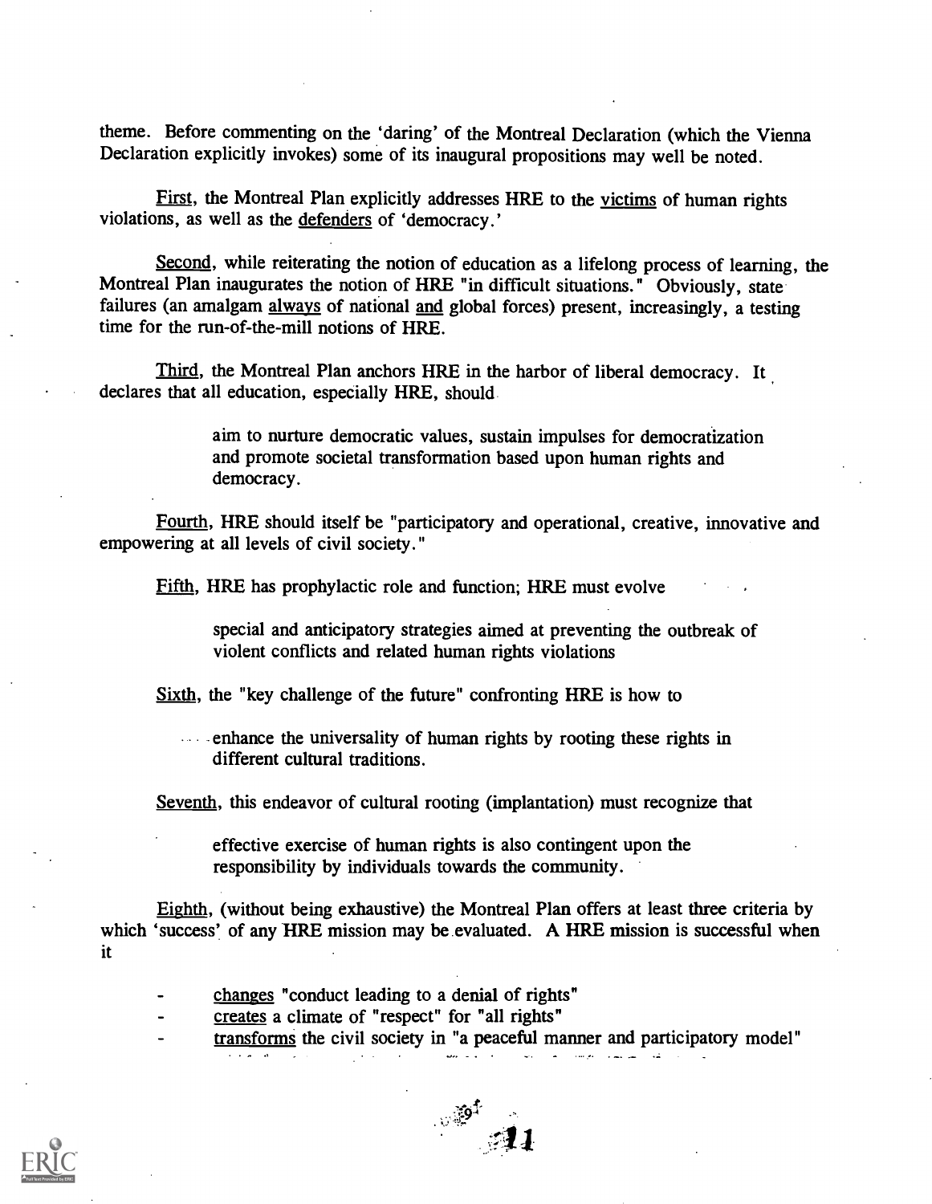theme. Before commenting on the 'daring' of the Montreal Declaration (which the Vienna Declaration explicitly invokes) some of its inaugural propositions may well be noted.

First, the Montreal Plan explicitly addresses HRE to the victims of human rights violations, as well as the defenders of 'democracy.'

Second, while reiterating the notion of education as a lifelong process of learning, the Montreal Plan inaugurates the notion of HRE "in difficult situations." Obviously, state failures (an amalgam always of national and global forces) present, increasingly, a testing time for the run-of-the-mill notions of HRE.

Third, the Montreal Plan anchors HRE in the harbor of liberal democracy. It declares that all education, especially HRE, should

> aim to nurture democratic values, sustain impulses for democratization and promote societal transformation based upon human rights and democracy.

Fourth, HRE should itself be "participatory and operational, creative, innovative and empowering at all levels of civil society."

Fifth, HRE has prophylactic role and function; HRE must evolve

> special and anticipatory strategies aimed at preventing the outbreak of violent conflicts and related human rights violations

Sixth, the "key challenge of the future" confronting HRE is how to

> enhance the universality of human rights by rooting these rights in different cultural traditions.

Seventh, this endeavor of cultural rooting (implantation) must recognize that

> effective exercise of human rights is also contingent upon the responsibility by individuals towards the community.

Eighth, (without being exhaustive) the Montreal Plan offers at least three criteria by which 'success' of any HRE mission may be evaluated. A HRE mission is successful when it

- changes "conduct leading to a denial of rights"
- creates a climate of "respect" for "all rights"
- transforms the civil society in "a peaceful manner and participatory model"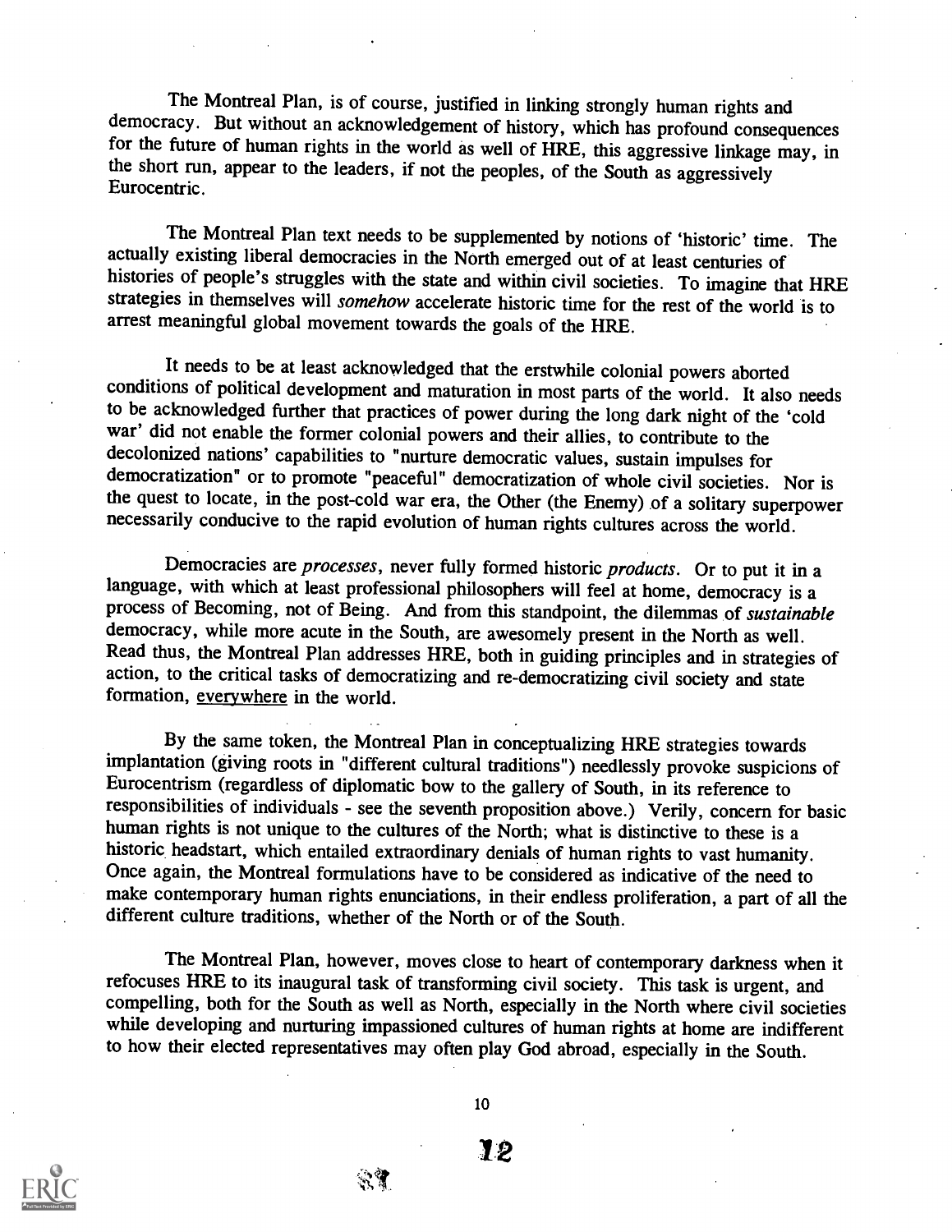The Montreal Plan, is of course, justified in linking strongly human rights and democracy. But without an acknowledgement of history, which has profound consequences for the future of human rights in the world as well of HRE, this aggressive linkage may, in the short run, appear to the leaders, if not the peoples, of the South as aggressively Eurocentric.

The Montreal Plan text needs to be supplemented by notions of 'historic' time. The actually existing liberal democracies in the North emerged out of at least centuries of histories of people's struggles with the state and within civil societies. To imagine that HRE strategies in themselves will *somehow* accelerate historic time for the rest of the world is to arrest meaningful global movement towards the goals of the HRE.

It needs to be at least acknowledged that the erstwhile colonial powers aborted conditions of political development and maturation in most parts of the world. It also needs to be acknowledged further that practices of power during the long dark night of the 'cold war' did not enable the former colonial powers and their allies, to contribute to the decolonized nations' capabilities to "nurture democratic values, sustain impulses for democratization" or to promote "peaceful" democratization of whole civil societies. Nor is the quest to locate, in the post-cold war era, the Other (the Enemy) of a solitary superpower necessarily conducive to the rapid evolution of human rights cultures across the world.

Democracies are *processes*, never fully formed historic *products*. Or to put it in a language, with which at least professional philosophers will feel at home, democracy is a process of Becoming, not of Being. And from this standpoint, the dilemmas of *sustainable* democracy, while more acute in the South, are awesomely present in the North as well. Read thus, the Montreal Plan addresses HRE, both in guiding principles and in strategies of action, to the critical tasks of democratizing and re-democratizing civil society and state formation, <u>everywhere</u> in the world.

By the same token, the Montreal Plan in conceptualizing HRE strategies towards implantation (giving roots in "different cultural traditions") needlessly provoke suspicions of Eurocentrism (regardless of diplomatic bow to the gallery of South, in its reference to responsibilities of individuals - see the seventh proposition above.) Verily, concern for basic human rights is not unique to the cultures of the North; what is distinctive to these is a historic headstart, which entailed extraordinary denials of human rights to vast humanity. Once again, the Montreal formulations have to be considered as indicative of the need to make contemporary human rights enunciations, in their endless proliferation, a part of all the different culture traditions, whether of the North or of the South.

The Montreal Plan, however, moves close to heart of contemporary darkness when it refocuses HRE to its inaugural task of transforming civil society. This task is urgent, and compelling, both for the South as well as North, especially in the North where civil societies while developing and nurturing impassioned cultures of human rights at home are indifferent to how their elected representatives may often play God abroad, especially in the South.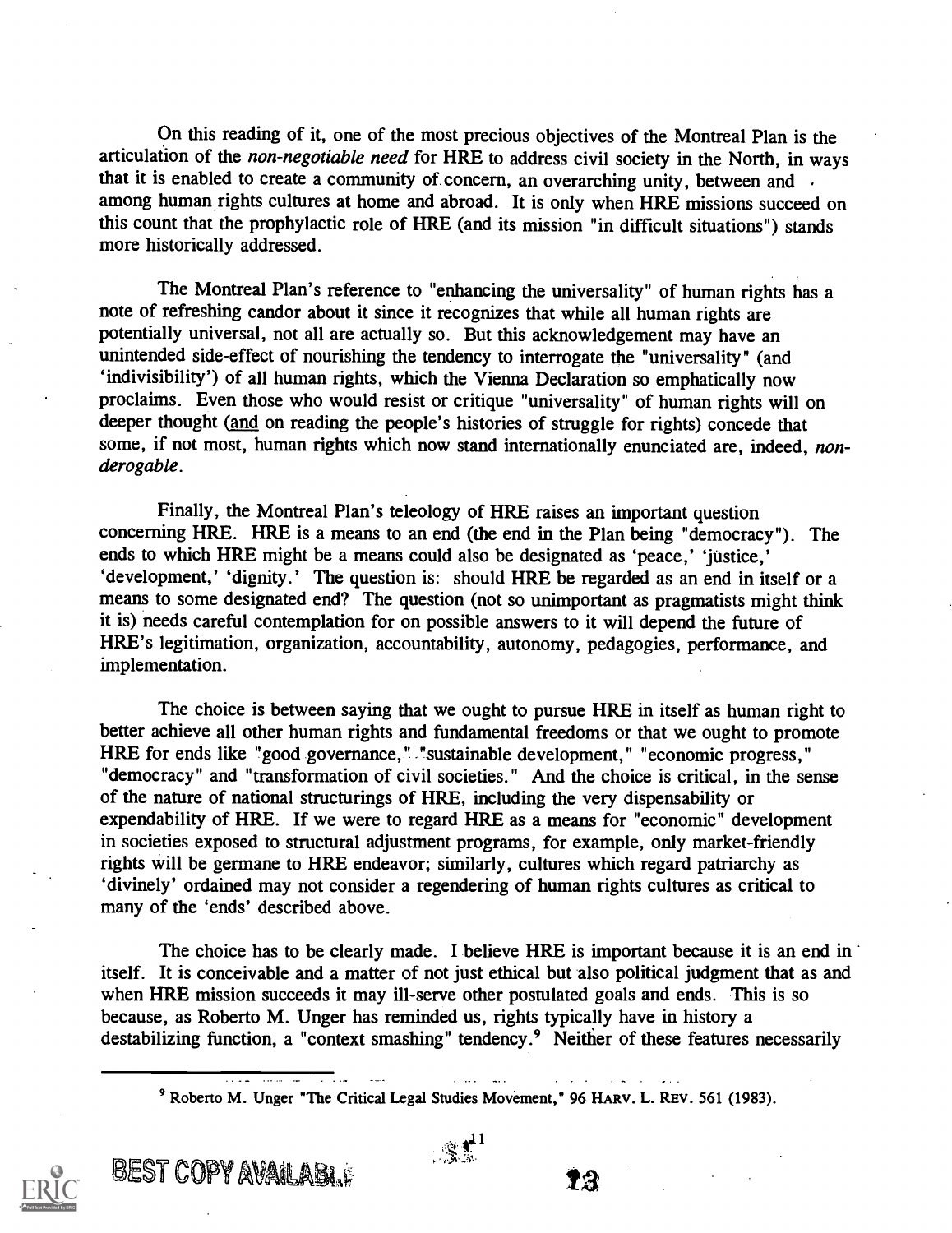On this reading of it, one of the most precious objectives of the Montreal Plan is the articulation of the *non-negotiable need* for HRE to address civil society in the North, in ways that it is enabled to create a community of concern, an overarching unity, between and among human rights cultures at home and abroad. It is only when HRE missions succeed on this count that the prophylactic role of HRE (and its mission "in difficult situations") stands more historically addressed.

The Montreal Plan's reference to "enhancing the universality" of human rights has a note of refreshing candor about it since it recognizes that while all human rights are potentially universal, not all are actually so. But this acknowledgement may have an unintended side-effect of nourishing the tendency to interrogate the "universality" (and 'indivisibility') of all human rights, which the Vienna Declaration so emphatically now proclaims. Even those who would resist or critique "universality" of human rights will on deeper thought (and on reading the people's histories of struggle for rights) concede that some, if not most, human rights which now stand internationally enunciated are, indeed, *non-derogable*.

Finally, the Montreal Plan's teleology of HRE raises an important question concerning HRE. HRE is a means to an end (the end in the Plan being "democracy"). The ends to which HRE might be a means could also be designated as 'peace,' 'justice,' 'development,' 'dignity.' The question is: should HRE be regarded as an end in itself or a means to some designated end? The question (not so unimportant as pragmatists might think it is) needs careful contemplation for on possible answers to it will depend the future of HRE's legitimation, organization, accountability, autonomy, pedagogies, performance, and implementation.

The choice is between saying that we ought to pursue HRE in itself as human right to better achieve all other human rights and fundamental freedoms or that we ought to promote HRE for ends like "good governance," "sustainable development," "economic progress," "democracy" and "transformation of civil societies." And the choice is critical, in the sense of the nature of national structurings of HRE, including the very dispensability or expendability of HRE. If we were to regard HRE as a means for "economic" development in societies exposed to structural adjustment programs, for example, only market-friendly rights will be germane to HRE endeavor; similarly, cultures which regard patriarchy as 'divinely' ordained may not consider a regendering of human rights cultures as critical to many of the 'ends' described above.

The choice has to be clearly made. I believe HRE is important because it is an end in itself. It is conceivable and a matter of not just ethical but also political judgment that as and when HRE mission succeeds it may ill-serve other postulated goals and ends. This is so because, as Roberto M. Unger has reminded us, rights typically have in history a destabilizing function, a "context smashing" tendency.[9] Neither of these features necessarily

[9] Roberto M. Unger "The Critical Legal Studies Movement," 96 HARV. L. REV. 561 (1983).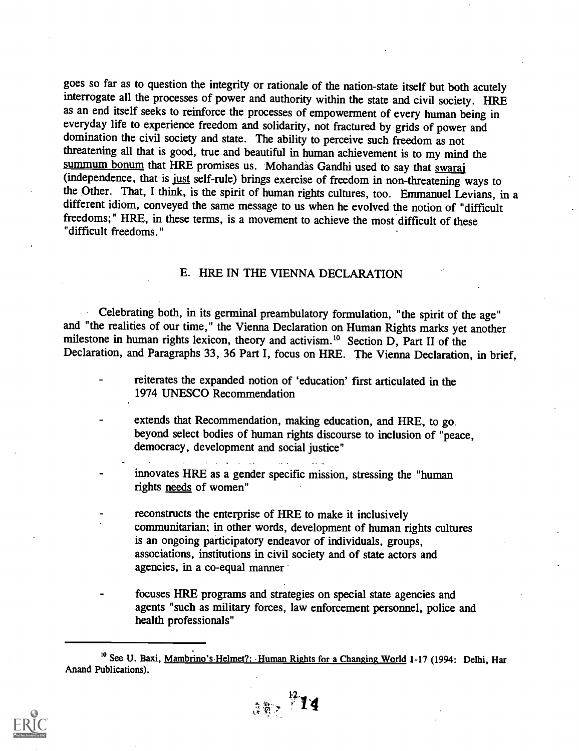goes so far as to question the integrity or rationale of the nation-state itself but both acutely interrogate all the processes of power and authority within the state and civil society. HRE as an end itself seeks to reinforce the processes of empowerment of every human being in everyday life to experience freedom and solidarity, not fractured by grids of power and domination the civil society and state. The ability to perceive such freedom as not threatening all that is good, true and beautiful in human achievement is to my mind the summum bonum that HRE promises us. Mohandas Gandhi used to say that swaraj (independence, that is just self-rule) brings exercise of freedom in non-threatening ways to the Other. That, I think, is the spirit of human rights cultures, too. Emmanuel Levians, in a different idiom, conveyed the same message to us when he evolved the notion of "difficult freedoms;" HRE, in these terms, is a movement to achieve the most difficult of these "difficult freedoms."

## E. HRE IN THE VIENNA DECLARATION

Celebrating both, in its germinal preambulatory formulation, "the spirit of the age" and "the realities of our time," the Vienna Declaration on Human Rights marks yet another milestone in human rights lexicon, theory and activism.[10] Section D, Part II of the Declaration, and Paragraphs 33, 36 Part I, focus on HRE. The Vienna Declaration, in brief,

- reiterates the expanded notion of 'education' first articulated in the 1974 UNESCO Recommendation
- extends that Recommendation, making education, and HRE, to go beyond select bodies of human rights discourse to inclusion of "peace, democracy, development and social justice"
- innovates HRE as a gender specific mission, stressing the "human rights needs of women"
- reconstructs the enterprise of HRE to make it inclusively communitarian; in other words, development of human rights cultures is an ongoing participatory endeavor of individuals, groups, associations, institutions in civil society and of state actors and agencies, in a co-equal manner
- focuses HRE programs and strategies on special state agencies and agents "such as military forces, law enforcement personnel, police and health professionals"

---

[10] See U. Baxi, Mambrino's Helmet?: Human Rights for a Changing World 1-17 (1994: Delhi, Har Anand Publications).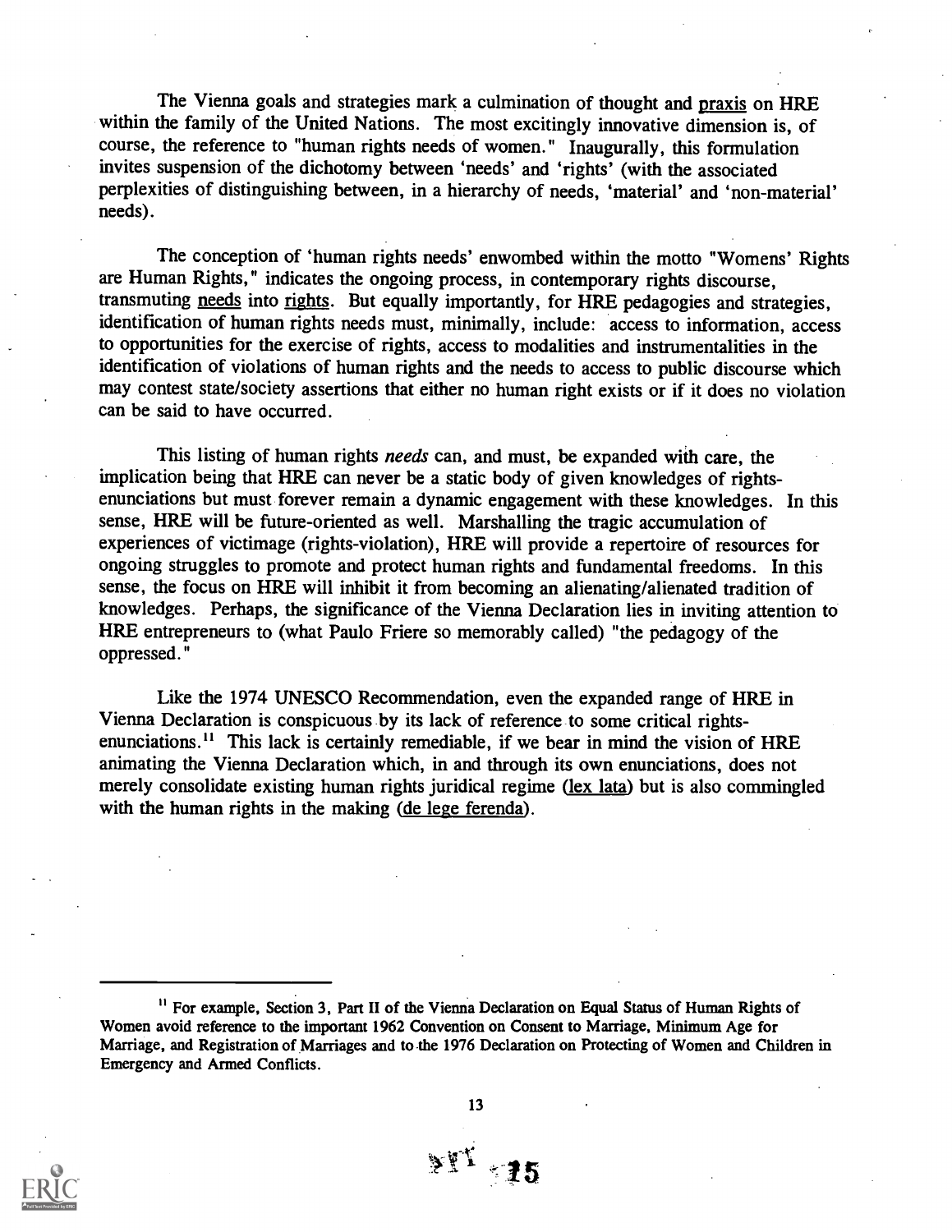The Vienna goals and strategies mark a culmination of thought and praxis on HRE within the family of the United Nations. The most excitingly innovative dimension is, of course, the reference to "human rights needs of women." Inaugurally, this formulation invites suspension of the dichotomy between 'needs' and 'rights' (with the associated perplexities of distinguishing between, in a hierarchy of needs, 'material' and 'non-material' needs).

The conception of 'human rights needs' enwombed within the motto "Womens' Rights are Human Rights," indicates the ongoing process, in contemporary rights discourse, transmuting needs into rights. But equally importantly, for HRE pedagogies and strategies, identification of human rights needs must, minimally, include: access to information, access to opportunities for the exercise of rights, access to modalities and instrumentalities in the identification of violations of human rights and the needs to access to public discourse which may contest state/society assertions that either no human right exists or if it does no violation can be said to have occurred.

This listing of human rights *needs* can, and must, be expanded with care, the implication being that HRE can never be a static body of given knowledges of rights-enunciations but must forever remain a dynamic engagement with these knowledges. In this sense, HRE will be future-oriented as well. Marshalling the tragic accumulation of experiences of victimage (rights-violation), HRE will provide a repertoire of resources for ongoing struggles to promote and protect human rights and fundamental freedoms. In this sense, the focus on HRE will inhibit it from becoming an alienating/alienated tradition of knowledges. Perhaps, the significance of the Vienna Declaration lies in inviting attention to HRE entrepreneurs to (what Paulo Friere so memorably called) "the pedagogy of the oppressed."

Like the 1974 UNESCO Recommendation, even the expanded range of HRE in Vienna Declaration is conspicuous by its lack of reference to some critical rights-enunciations.[11] This lack is certainly remediable, if we bear in mind the vision of HRE animating the Vienna Declaration which, in and through its own enunciations, does not merely consolidate existing human rights juridical regime (lex lata) but is also commingled with the human rights in the making (de lege ferenda).

[11] For example, Section 3, Part II of the Vienna Declaration on Equal Status of Human Rights of Women avoid reference to the important 1962 Convention on Consent to Marriage, Minimum Age for Marriage, and Registration of Marriages and to the 1976 Declaration on Protecting of Women and Children in Emergency and Armed Conflicts.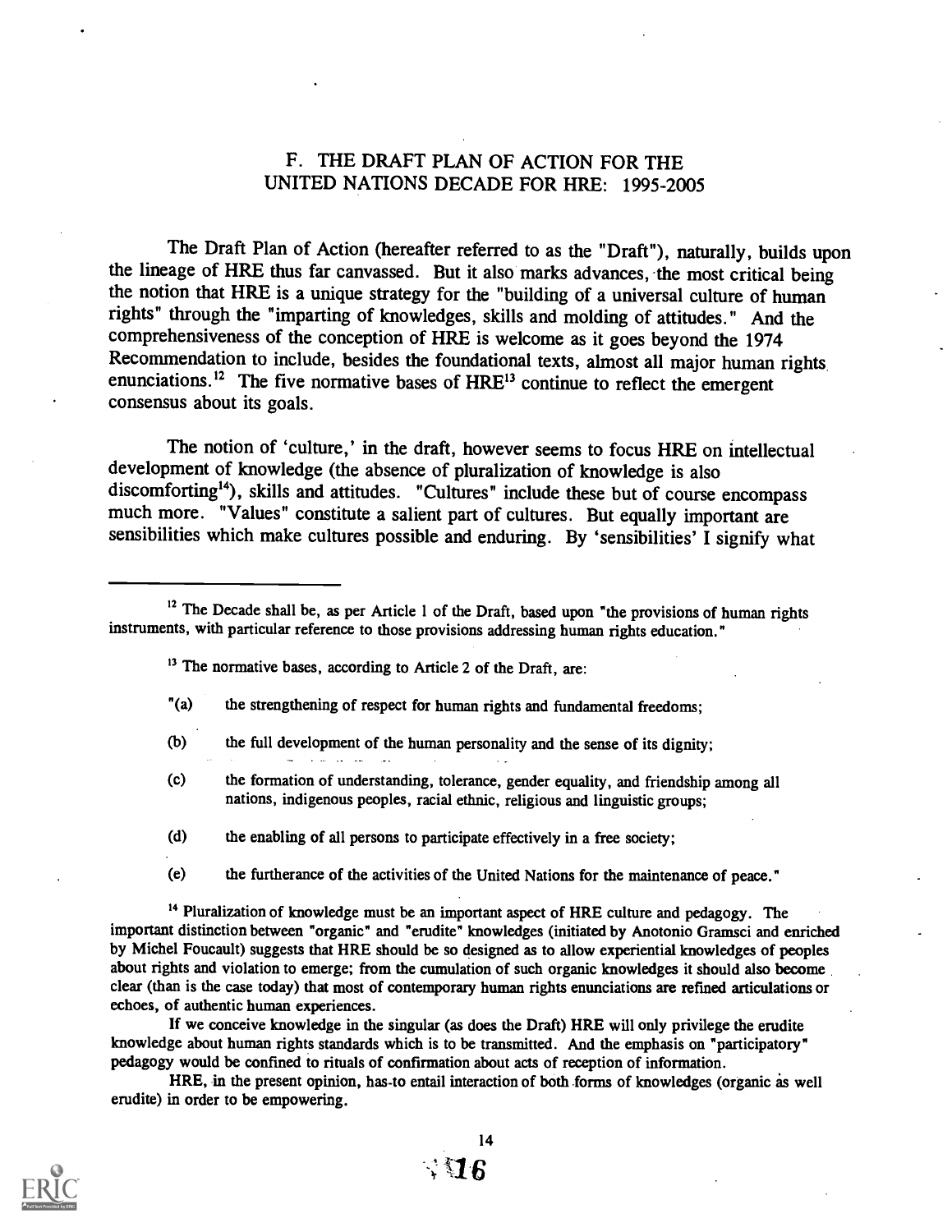## F. THE DRAFT PLAN OF ACTION FOR THE UNITED NATIONS DECADE FOR HRE: 1995-2005

The Draft Plan of Action (hereafter referred to as the "Draft"), naturally, builds upon the lineage of HRE thus far canvassed. But it also marks advances, the most critical being the notion that HRE is a unique strategy for the "building of a universal culture of human rights" through the "imparting of knowledges, skills and molding of attitudes." And the comprehensiveness of the conception of HRE is welcome as it goes beyond the 1974 Recommendation to include, besides the foundational texts, almost all major human rights enunciations.[12] The five normative bases of HRE[13] continue to reflect the emergent consensus about its goals.

The notion of 'culture,' in the draft, however seems to focus HRE on intellectual development of knowledge (the absence of pluralization of knowledge is also discomforting[14]), skills and attitudes. "Cultures" include these but of course encompass much more. "Values" constitute a salient part of cultures. But equally important are sensibilities which make cultures possible and enduring. By 'sensibilities' I signify what

---

[12] The Decade shall be, as per Article 1 of the Draft, based upon "the provisions of human rights instruments, with particular reference to those provisions addressing human rights education."

[13] The normative bases, according to Article 2 of the Draft, are:

"(a) the strengthening of respect for human rights and fundamental freedoms;

(b) the full development of the human personality and the sense of its dignity;

(c) the formation of understanding, tolerance, gender equality, and friendship among all nations, indigenous peoples, racial ethnic, religious and linguistic groups;

(d) the enabling of all persons to participate effectively in a free society;

(e) the furtherance of the activities of the United Nations for the maintenance of peace."

[14] Pluralization of knowledge must be an important aspect of HRE culture and pedagogy. The important distinction between "organic" and "erudite" knowledges (initiated by Anotonio Gramsci and enriched by Michel Foucault) suggests that HRE should be so designed as to allow experiential knowledges of peoples about rights and violation to emerge; from the cumulation of such organic knowledges it should also become clear (than is the case today) that most of contemporary human rights enunciations are refined articulations or echoes, of authentic human experiences.

If we conceive knowledge in the singular (as does the Draft) HRE will only privilege the erudite knowledge about human rights standards which is to be transmitted. And the emphasis on "participatory" pedagogy would be confined to rituals of confirmation about acts of reception of information.

HRE, in the present opinion, has to entail interaction of both forms of knowledges (organic as well erudite) in order to be empowering.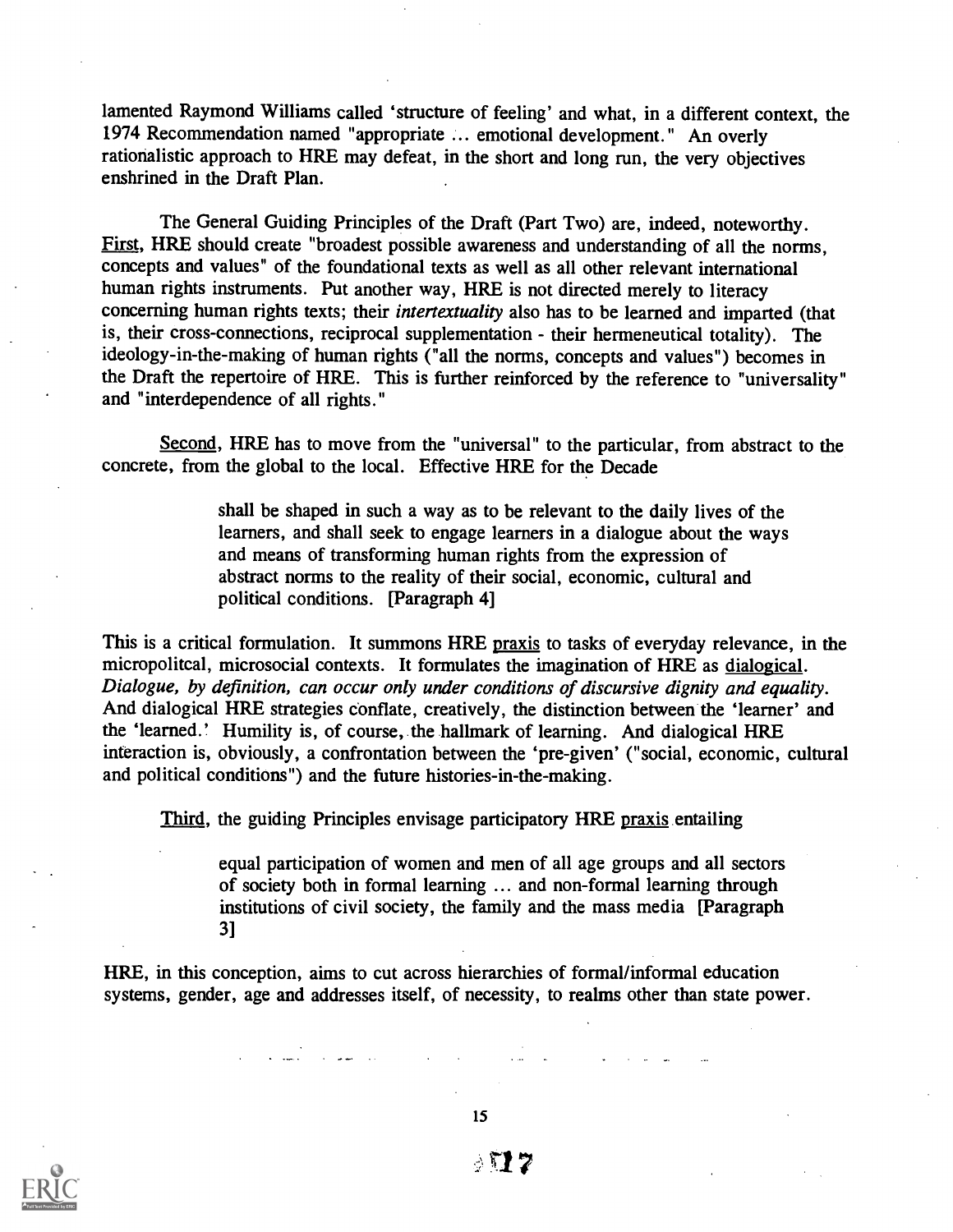lamented Raymond Williams called 'structure of feeling' and what, in a different context, the 1974 Recommendation named "appropriate ... emotional development." An overly rationalistic approach to HRE may defeat, in the short and long run, the very objectives enshrined in the Draft Plan.

The General Guiding Principles of the Draft (Part Two) are, indeed, noteworthy. First, HRE should create "broadest possible awareness and understanding of all the norms, concepts and values" of the foundational texts as well as all other relevant international human rights instruments. Put another way, HRE is not directed merely to literacy concerning human rights texts; their *intertextuality* also has to be learned and imparted (that is, their cross-connections, reciprocal supplementation - their hermeneutical totality). The ideology-in-the-making of human rights ("all the norms, concepts and values") becomes in the Draft the repertoire of HRE. This is further reinforced by the reference to "universality" and "interdependence of all rights."

Second, HRE has to move from the "universal" to the particular, from abstract to the concrete, from the global to the local. Effective HRE for the Decade

> shall be shaped in such a way as to be relevant to the daily lives of the learners, and shall seek to engage learners in a dialogue about the ways and means of transforming human rights from the expression of abstract norms to the reality of their social, economic, cultural and political conditions. [Paragraph 4]

This is a critical formulation. It summons HRE praxis to tasks of everyday relevance, in the micropolitcal, microsocial contexts. It formulates the imagination of HRE as dialogical. *Dialogue, by definition, can occur only under conditions of discursive dignity and equality.* And dialogical HRE strategies conflate, creatively, the distinction between the 'learner' and the 'learned.' Humility is, of course, the hallmark of learning. And dialogical HRE interaction is, obviously, a confrontation between the 'pre-given' ("social, economic, cultural and political conditions") and the future histories-in-the-making.

Third, the guiding Principles envisage participatory HRE praxis entailing

> equal participation of women and men of all age groups and all sectors of society both in formal learning ... and non-formal learning through institutions of civil society, the family and the mass media [Paragraph 3]

HRE, in this conception, aims to cut across hierarchies of formal/informal education systems, gender, age and addresses itself, of necessity, to realms other than state power.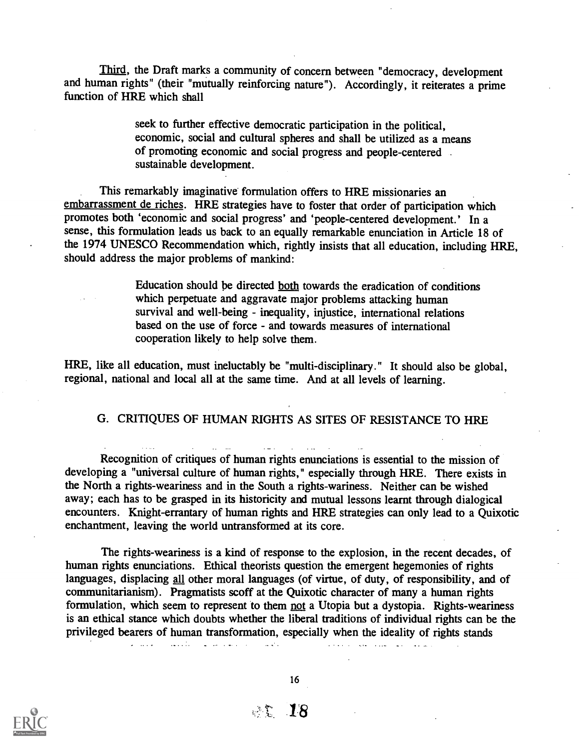Third, the Draft marks a community of concern between "democracy, development and human rights" (their "mutually reinforcing nature"). Accordingly, it reiterates a prime function of HRE which shall

> seek to further effective democratic participation in the political, economic, social and cultural spheres and shall be utilized as a means of promoting economic and social progress and people-centered sustainable development.

This remarkably imaginative formulation offers to HRE missionaries an embarrassment de riches. HRE strategies have to foster that order of participation which promotes both 'economic and social progress' and 'people-centered development.' In a sense, this formulation leads us back to an equally remarkable enunciation in Article 18 of the 1974 UNESCO Recommendation which, rightly insists that all education, including HRE, should address the major problems of mankind:

> Education should be directed both towards the eradication of conditions which perpetuate and aggravate major problems attacking human survival and well-being - inequality, injustice, international relations based on the use of force - and towards measures of international cooperation likely to help solve them.

HRE, like all education, must ineluctably be "multi-disciplinary." It should also be global, regional, national and local all at the same time. And at all levels of learning.

## G. CRITIQUES OF HUMAN RIGHTS AS SITES OF RESISTANCE TO HRE

Recognition of critiques of human rights enunciations is essential to the mission of developing a "universal culture of human rights," especially through HRE. There exists in the North a rights-weariness and in the South a rights-wariness. Neither can be wished away; each has to be grasped in its historicity and mutual lessons learnt through dialogical encounters. Knight-errantary of human rights and HRE strategies can only lead to a Quixotic enchantment, leaving the world untransformed at its core.

The rights-weariness is a kind of response to the explosion, in the recent decades, of human rights enunciations. Ethical theorists question the emergent hegemonies of rights languages, displacing all other moral languages (of virtue, of duty, of responsibility, and of communitarianism). Pragmatists scoff at the Quixotic character of many a human rights formulation, which seem to represent to them not a Utopia but a dystopia. Rights-weariness is an ethical stance which doubts whether the liberal traditions of individual rights can be the privileged bearers of human transformation, especially when the ideality of rights stands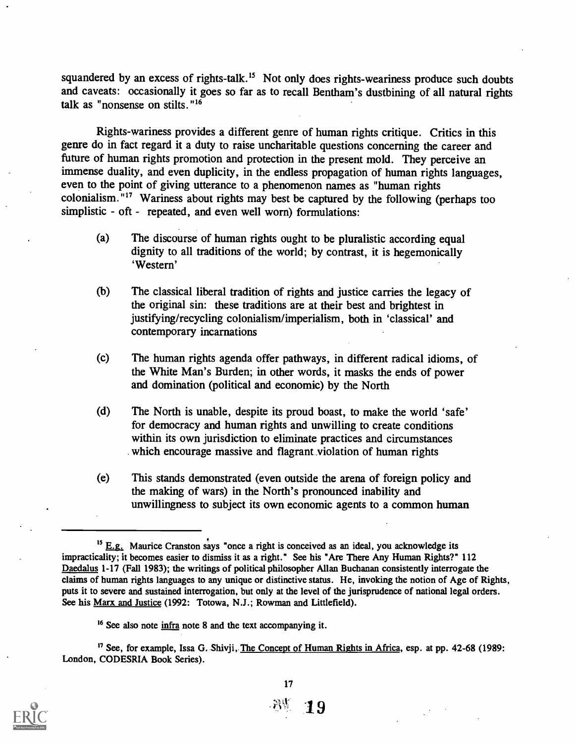squandered by an excess of rights-talk.[15] Not only does rights-weariness produce such doubts and caveats: occasionally it goes so far as to recall Bentham's dustbining of all natural rights talk as "nonsense on stilts."[16]

Rights-wariness provides a different genre of human rights critique. Critics in this genre do in fact regard it a duty to raise uncharitable questions concerning the career and future of human rights promotion and protection in the present mold. They perceive an immense duality, and even duplicity, in the endless propagation of human rights languages, even to the point of giving utterance to a phenomenon names as "human rights colonialism."[17] Wariness about rights may best be captured by the following (perhaps too simplistic - oft - repeated, and even well worn) formulations:

(a) The discourse of human rights ought to be pluralistic according equal dignity to all traditions of the world; by contrast, it is hegemonically 'Western'

(b) The classical liberal tradition of rights and justice carries the legacy of the original sin: these traditions are at their best and brightest in justifying/recycling colonialism/imperialism, both in 'classical' and contemporary incarnations

(c) The human rights agenda offer pathways, in different radical idioms, of the White Man's Burden; in other words, it masks the ends of power and domination (political and economic) by the North

(d) The North is unable, despite its proud boast, to make the world 'safe' for democracy and human rights and unwilling to create conditions within its own jurisdiction to eliminate practices and circumstances which encourage massive and flagrant violation of human rights

(e) This stands demonstrated (even outside the arena of foreign policy and the making of wars) in the North's pronounced inability and unwillingness to subject its own economic agents to a common human

---

[15] E.g. Maurice Cranston says "once a right is conceived as an ideal, you acknowledge its impracticality; it becomes easier to dismiss it as a right." See his "Are There Any Human Rights?" 112 Daedalus 1-17 (Fall 1983); the writings of political philosopher Allan Buchanan consistently interrogate the claims of human rights languages to any unique or distinctive status. He, invoking the notion of Age of Rights, puts it to severe and sustained interrogation, but only at the level of the jurisprudence of national legal orders. See his Marx and Justice (1992: Totowa, N.J.; Rowman and Littlefield).

[16] See also note infra note 8 and the text accompanying it.

[17] See, for example, Issa G. Shivji, The Concept of Human Rights in Africa, esp. at pp. 42-68 (1989: London, CODESRIA Book Series).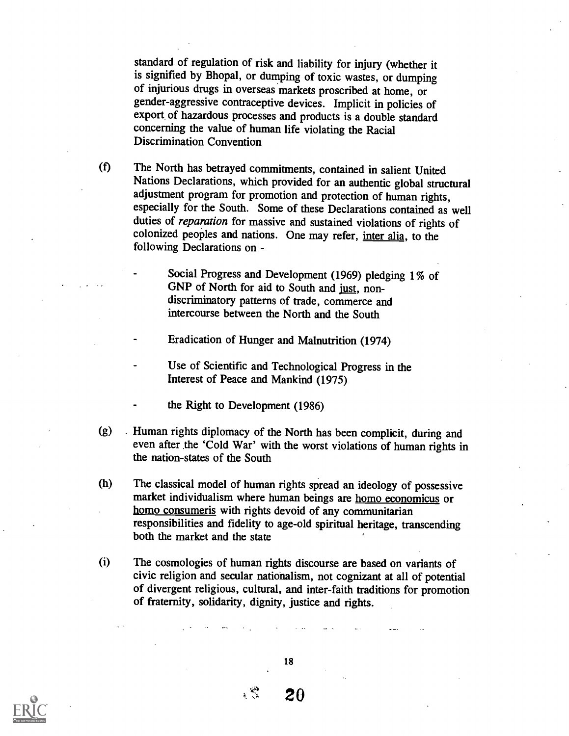standard of regulation of risk and liability for injury (whether it is signified by Bhopal, or dumping of toxic wastes, or dumping of injurious drugs in overseas markets proscribed at home, or gender-aggressive contraceptive devices. Implicit in policies of export of hazardous processes and products is a double standard concerning the value of human life violating the Racial Discrimination Convention

(f) The North has betrayed commitments, contained in salient United Nations Declarations, which provided for an authentic global structural adjustment program for promotion and protection of human rights, especially for the South. Some of these Declarations contained as well duties of *reparation* for massive and sustained violations of rights of colonized peoples and nations. One may refer, inter alia, to the following Declarations on -

- Social Progress and Development (1969) pledging 1% of GNP of North for aid to South and just, non-discriminatory patterns of trade, commerce and intercourse between the North and the South

- Eradication of Hunger and Malnutrition (1974)

- Use of Scientific and Technological Progress in the Interest of Peace and Mankind (1975)

- the Right to Development (1986)

(g) Human rights diplomacy of the North has been complicit, during and even after the 'Cold War' with the worst violations of human rights in the nation-states of the South

(h) The classical model of human rights spread an ideology of possessive market individualism where human beings are homo economicus or homo consumeris with rights devoid of any communitarian responsibilities and fidelity to age-old spiritual heritage, transcending both the market and the state

(i) The cosmologies of human rights discourse are based on variants of civic religion and secular nationalism, not cognizant at all of potential of divergent religious, cultural, and inter-faith traditions for promotion of fraternity, solidarity, dignity, justice and rights.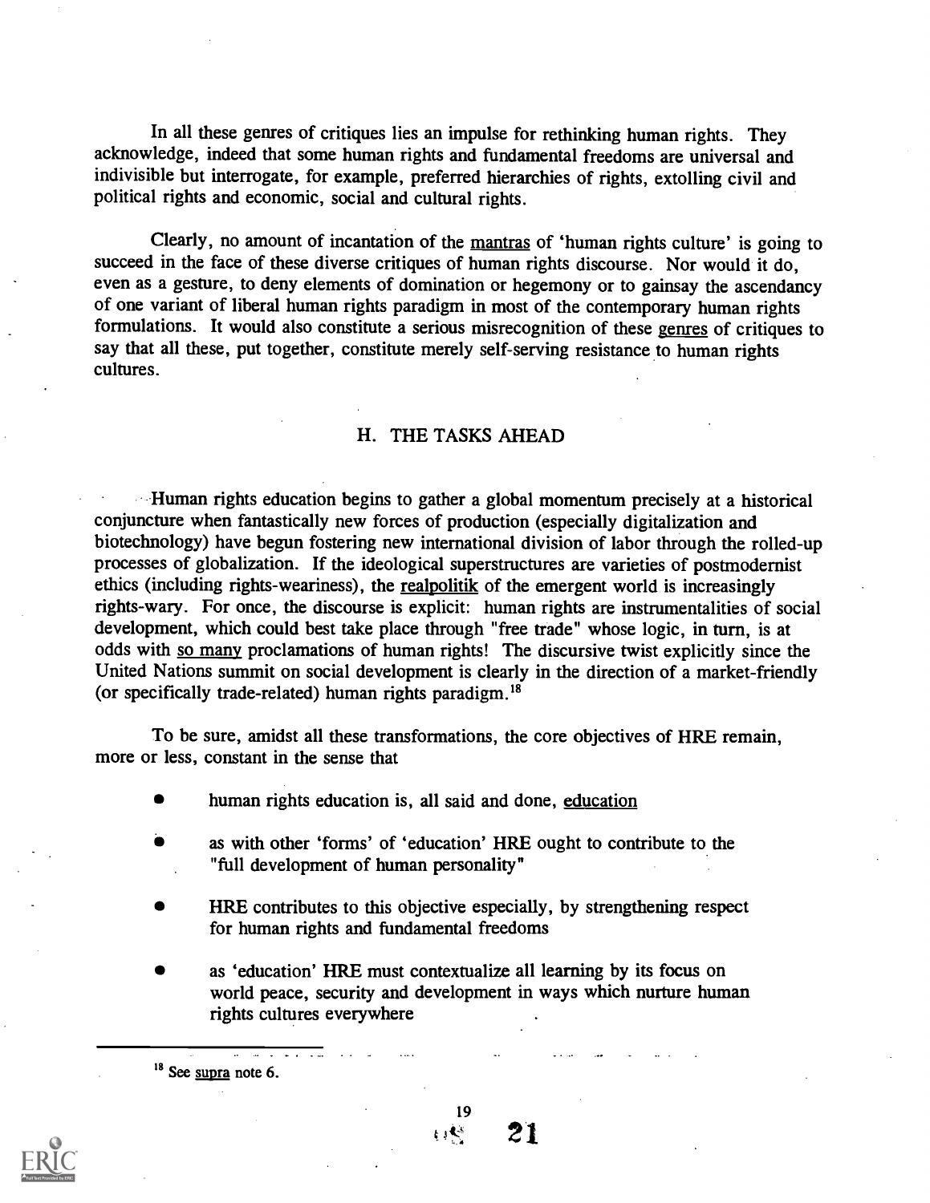In all these genres of critiques lies an impulse for rethinking human rights. They acknowledge, indeed that some human rights and fundamental freedoms are universal and indivisible but interrogate, for example, preferred hierarchies of rights, extolling civil and political rights and economic, social and cultural rights.

Clearly, no amount of incantation of the mantras of 'human rights culture' is going to succeed in the face of these diverse critiques of human rights discourse. Nor would it do, even as a gesture, to deny elements of domination or hegemony or to gainsay the ascendancy of one variant of liberal human rights paradigm in most of the contemporary human rights formulations. It would also constitute a serious misrecognition of these genres of critiques to say that all these, put together, constitute merely self-serving resistance to human rights cultures.

## H. THE TASKS AHEAD

Human rights education begins to gather a global momentum precisely at a historical conjuncture when fantastically new forces of production (especially digitalization and biotechnology) have begun fostering new international division of labor through the rolled-up processes of globalization. If the ideological superstructures are varieties of postmodernist ethics (including rights-weariness), the *realpolitik* of the emergent world is increasingly rights-wary. For once, the discourse is explicit: human rights are instrumentalities of social development, which could best take place through "free trade" whose logic, in turn, is at odds with *so many* proclamations of human rights! The discursive twist explicitly since the United Nations summit on social development is clearly in the direction of a market-friendly (or specifically trade-related) human rights paradigm.[18]

To be sure, amidst all these transformations, the core objectives of HRE remain, more or less, constant in the sense that

- human rights education is, all said and done, *education*
- as with other 'forms' of 'education' HRE ought to contribute to the "full development of human personality"
- HRE contributes to this objective especially, by strengthening respect for human rights and fundamental freedoms
- as 'education' HRE must contextualize all learning by its focus on world peace, security and development in ways which nurture human rights cultures everywhere

[18] See *supra* note 6.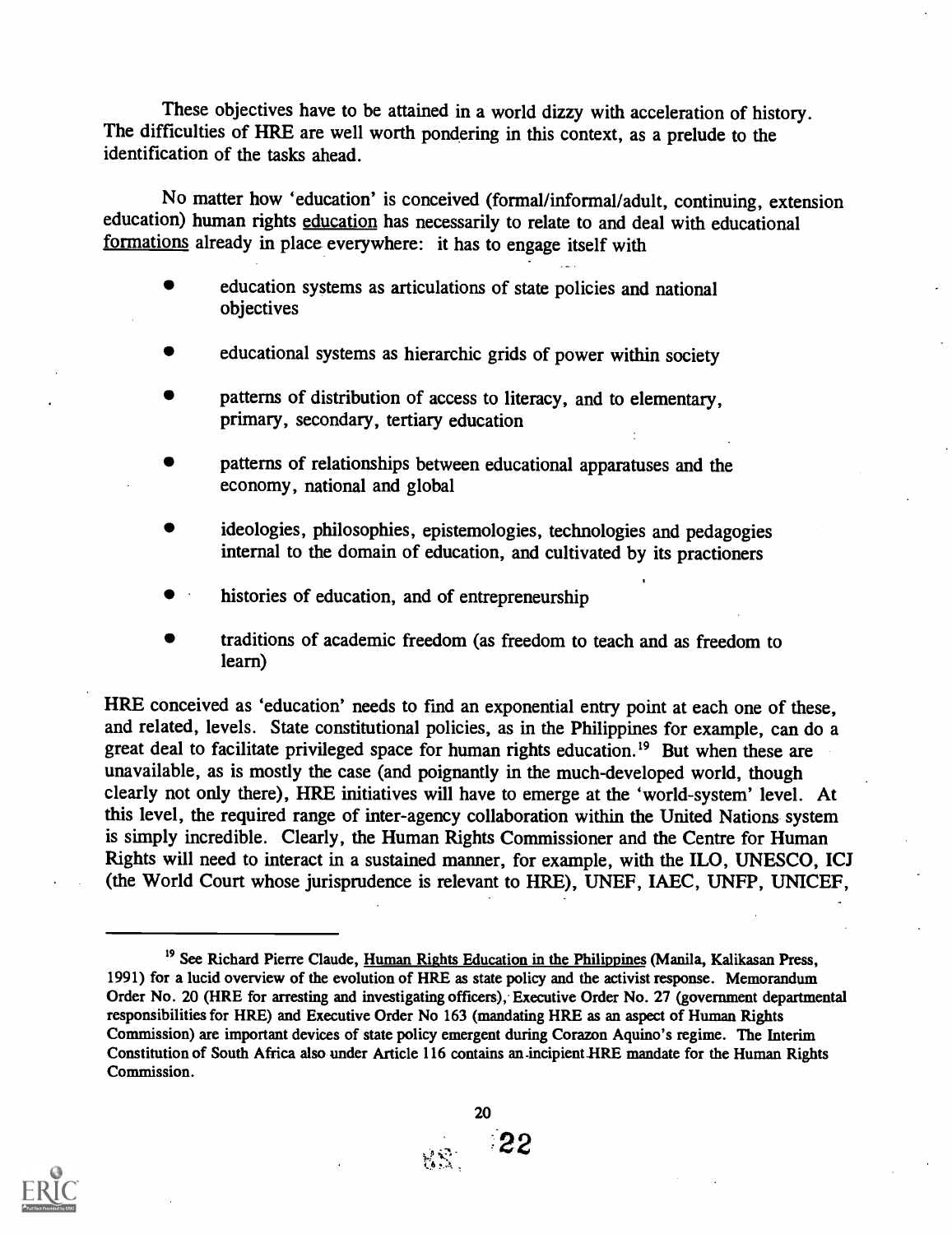These objectives have to be attained in a world dizzy with acceleration of history. The difficulties of HRE are well worth pondering in this context, as a prelude to the identification of the tasks ahead.

No matter how 'education' is conceived (formal/informal/adult, continuing, extension education) human rights education has necessarily to relate to and deal with educational formations already in place everywhere: it has to engage itself with

- education systems as articulations of state policies and national objectives
- educational systems as hierarchic grids of power within society
- patterns of distribution of access to literacy, and to elementary, primary, secondary, tertiary education
- patterns of relationships between educational apparatuses and the economy, national and global
- ideologies, philosophies, epistemologies, technologies and pedagogies internal to the domain of education, and cultivated by its practioners
- histories of education, and of entrepreneurship
- traditions of academic freedom (as freedom to teach and as freedom to learn)

HRE conceived as 'education' needs to find an exponential entry point at each one of these, and related, levels. State constitutional policies, as in the Philippines for example, can do a great deal to facilitate privileged space for human rights education.[19] But when these are unavailable, as is mostly the case (and poignantly in the much-developed world, though clearly not only there), HRE initiatives will have to emerge at the 'world-system' level. At this level, the required range of inter-agency collaboration within the United Nations system is simply incredible. Clearly, the Human Rights Commissioner and the Centre for Human Rights will need to interact in a sustained manner, for example, with the ILO, UNESCO, ICJ (the World Court whose jurisprudence is relevant to HRE), UNEF, IAEC, UNFP, UNICEF,

---

[19] See Richard Pierre Claude, Human Rights Education in the Philippines (Manila, Kalikasan Press, 1991) for a lucid overview of the evolution of HRE as state policy and the activist response. Memorandum Order No. 20 (HRE for arresting and investigating officers), Executive Order No. 27 (government departmental responsibilities for HRE) and Executive Order No 163 (mandating HRE as an aspect of Human Rights Commission) are important devices of state policy emergent during Corazon Aquino's regime. The Interim Constitution of South Africa also under Article 116 contains an incipient HRE mandate for the Human Rights Commission.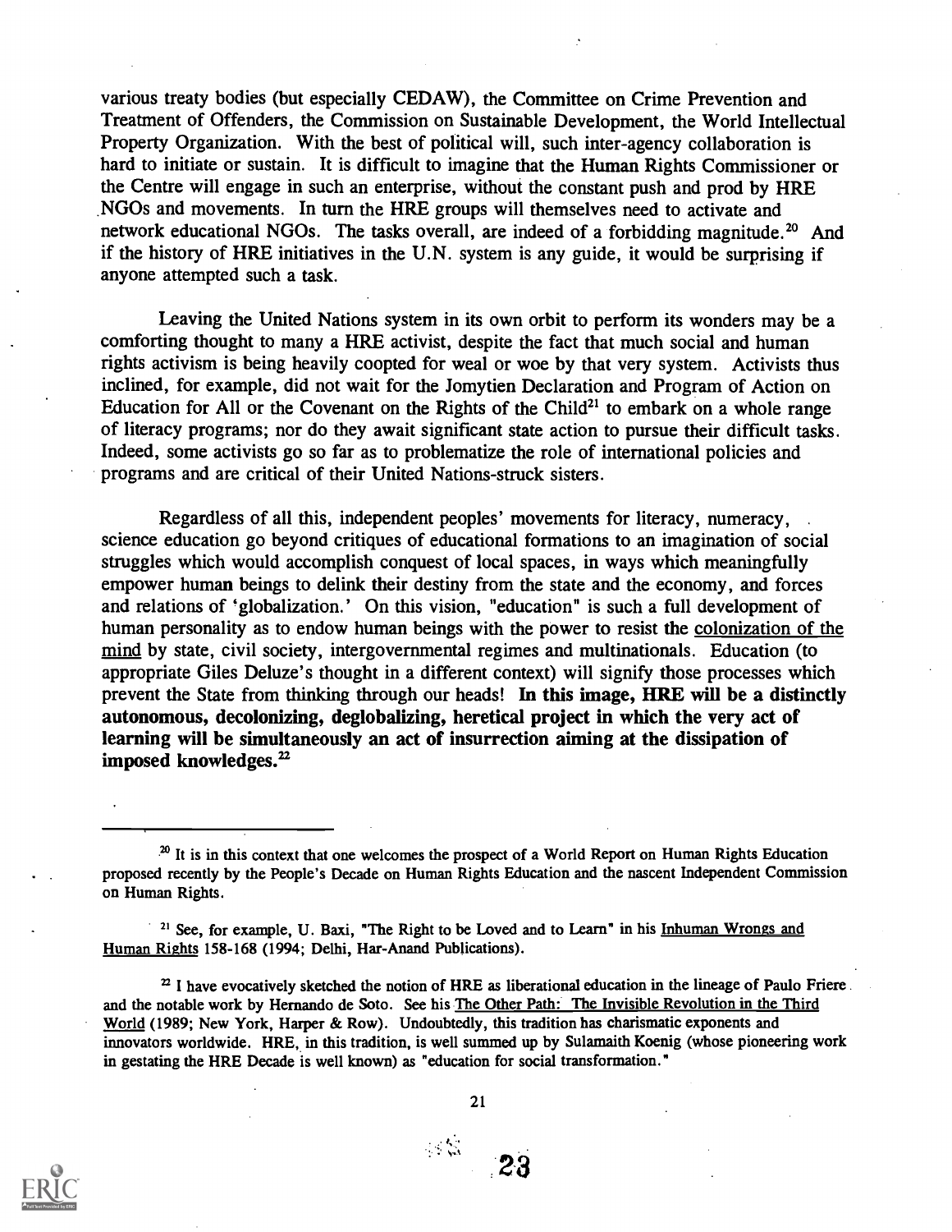various treaty bodies (but especially CEDAW), the Committee on Crime Prevention and Treatment of Offenders, the Commission on Sustainable Development, the World Intellectual Property Organization. With the best of political will, such inter-agency collaboration is hard to initiate or sustain. It is difficult to imagine that the Human Rights Commissioner or the Centre will engage in such an enterprise, without the constant push and prod by HRE NGOs and movements. In turn the HRE groups will themselves need to activate and network educational NGOs. The tasks overall, are indeed of a forbidding magnitude.[20] And if the history of HRE initiatives in the U.N. system is any guide, it would be surprising if anyone attempted such a task.

Leaving the United Nations system in its own orbit to perform its wonders may be a comforting thought to many a HRE activist, despite the fact that much social and human rights activism is being heavily coopted for weal or woe by that very system. Activists thus inclined, for example, did not wait for the Jomytien Declaration and Program of Action on Education for All or the Covenant on the Rights of the Child[21] to embark on a whole range of literacy programs; nor do they await significant state action to pursue their difficult tasks. Indeed, some activists go so far as to problematize the role of international policies and programs and are critical of their United Nations-struck sisters.

Regardless of all this, independent peoples' movements for literacy, numeracy, science education go beyond critiques of educational formations to an imagination of social struggles which would accomplish conquest of local spaces, in ways which meaningfully empower human beings to delink their destiny from the state and the economy, and forces and relations of 'globalization.' On this vision, "education" is such a full development of human personality as to endow human beings with the power to resist the colonization of the mind by state, civil society, intergovernmental regimes and multinationals. Education (to appropriate Giles Deluze's thought in a different context) will signify those processes which prevent the State from thinking through our heads! **In this image, HRE will be a distinctly autonomous, decolonizing, deglobalizing, heretical project in which the very act of learning will be simultaneously an act of insurrection aiming at the dissipation of imposed knowledges.**[22]

---

[20] It is in this context that one welcomes the prospect of a World Report on Human Rights Education proposed recently by the People's Decade on Human Rights Education and the nascent Independent Commission on Human Rights.

[21] See, for example, U. Baxi, "The Right to be Loved and to Learn" in his Inhuman Wrongs and Human Rights 158-168 (1994; Delhi, Har-Anand Publications).

[22] I have evocatively sketched the notion of HRE as liberational education in the lineage of Paulo Friere and the notable work by Hernando de Soto. See his The Other Path: The Invisible Revolution in the Third World (1989; New York, Harper & Row). Undoubtedly, this tradition has charismatic exponents and innovators worldwide. HRE, in this tradition, is well summed up by Sulamaith Koenig (whose pioneering work in gestating the HRE Decade is well known) as "education for social transformation."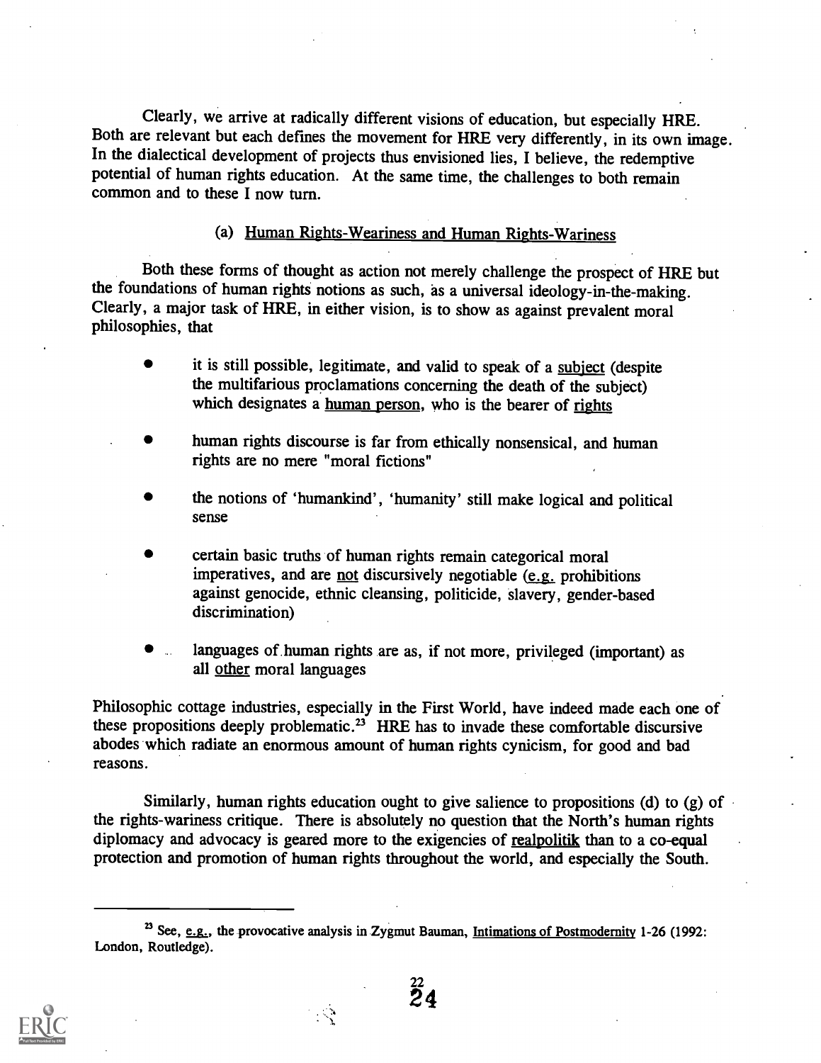Clearly, we arrive at radically different visions of education, but especially HRE. Both are relevant but each defines the movement for HRE very differently, in its own image. In the dialectical development of projects thus envisioned lies, I believe, the redemptive potential of human rights education. At the same time, the challenges to both remain common and to these I now turn.

### (a) Human Rights-Weariness and Human Rights-Wariness

Both these forms of thought as action not merely challenge the prospect of HRE but the foundations of human rights notions as such, as a universal ideology-in-the-making. Clearly, a major task of HRE, in either vision, is to show as against prevalent moral philosophies, that

- it is still possible, legitimate, and valid to speak of a subject (despite the multifarious proclamations concerning the death of the subject) which designates a human person, who is the bearer of rights
- human rights discourse is far from ethically nonsensical, and human rights are no mere "moral fictions"
- the notions of 'humankind', 'humanity' still make logical and political sense
- certain basic truths of human rights remain categorical moral imperatives, and are not discursively negotiable (e.g. prohibitions against genocide, ethnic cleansing, politicide, slavery, gender-based discrimination)
- languages of human rights are as, if not more, privileged (important) as all other moral languages

Philosophic cottage industries, especially in the First World, have indeed made each one of these propositions deeply problematic.[23] HRE has to invade these comfortable discursive abodes which radiate an enormous amount of human rights cynicism, for good and bad reasons.

Similarly, human rights education ought to give salience to propositions (d) to (g) of the rights-wariness critique. There is absolutely no question that the North's human rights diplomacy and advocacy is geared more to the exigencies of realpolitik than to a co-equal protection and promotion of human rights throughout the world, and especially the South.

---

[23] See, e.g., the provocative analysis in Zygmut Bauman, Intimations of Postmodernity 1-26 (1992: London, Routledge).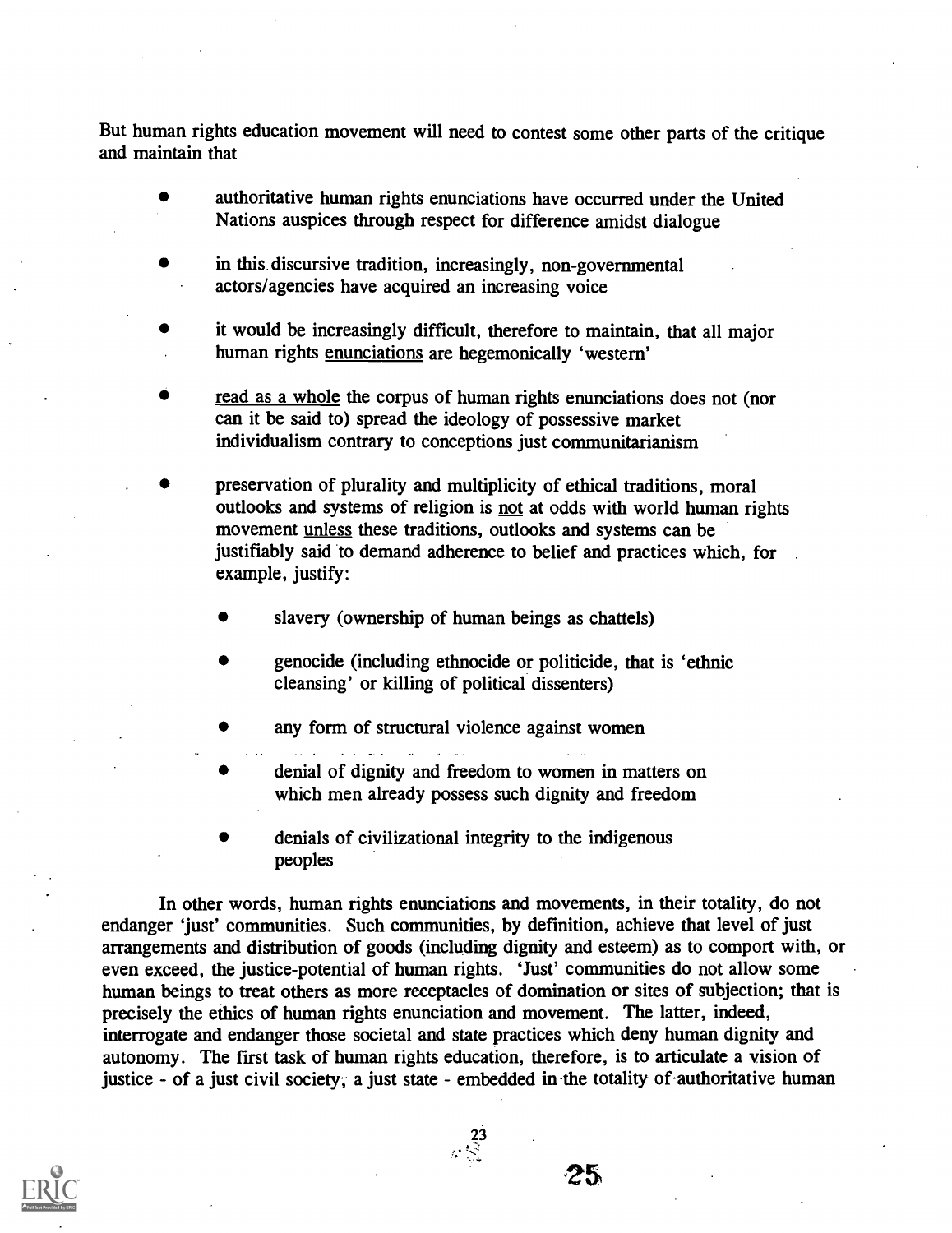But human rights education movement will need to contest some other parts of the critique and maintain that

- authoritative human rights enunciations have occurred under the United Nations auspices through respect for difference amidst dialogue
- in this discursive tradition, increasingly, non-governmental actors/agencies have acquired an increasing voice
- it would be increasingly difficult, therefore to maintain, that all major human rights enunciations are hegemonically 'western'
- read as a whole the corpus of human rights enunciations does not (nor can it be said to) spread the ideology of possessive market individualism contrary to conceptions just communitarianism
- preservation of plurality and multiplicity of ethical traditions, moral outlooks and systems of religion is not at odds with world human rights movement unless these traditions, outlooks and systems can be justifiably said to demand adherence to belief and practices which, for example, justify:
    - slavery (ownership of human beings as chattels)
    - genocide (including ethnocide or politicide, that is 'ethnic cleansing' or killing of political dissenters)
    - any form of structural violence against women
    - denial of dignity and freedom to women in matters on which men already possess such dignity and freedom
    - denials of civilizational integrity to the indigenous peoples

In other words, human rights enunciations and movements, in their totality, do not endanger 'just' communities. Such communities, by definition, achieve that level of just arrangements and distribution of goods (including dignity and esteem) as to comport with, or even exceed, the justice-potential of human rights. 'Just' communities do not allow some human beings to treat others as more receptacles of domination or sites of subjection; that is precisely the ethics of human rights enunciation and movement. The latter, indeed, interrogate and endanger those societal and state practices which deny human dignity and autonomy. The first task of human rights education, therefore, is to articulate a vision of justice - of a just civil society, a just state - embedded in the totality of authoritative human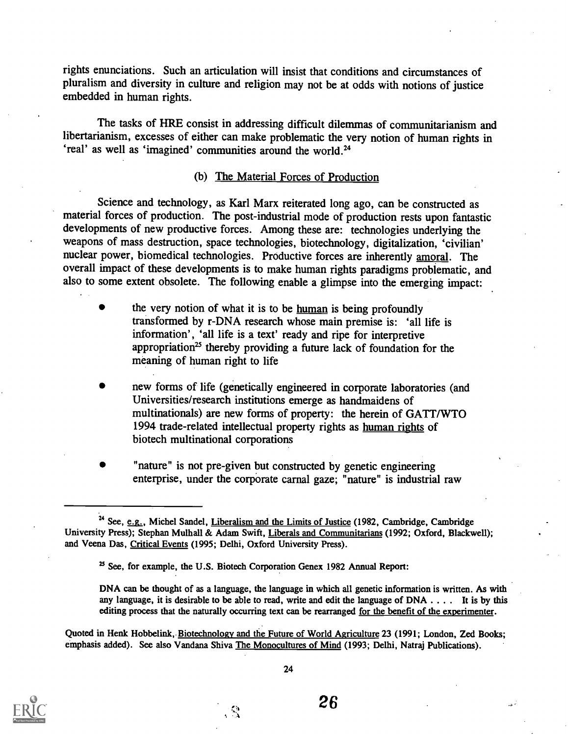rights enunciations. Such an articulation will insist that conditions and circumstances of pluralism and diversity in culture and religion may not be at odds with notions of justice embedded in human rights.

The tasks of HRE consist in addressing difficult dilemmas of communitarianism and libertarianism, excesses of either can make problematic the very notion of human rights in 'real' as well as 'imagined' communities around the world.[24]

### (b) The Material Forces of Production

Science and technology, as Karl Marx reiterated long ago, can be constructed as material forces of production. The post-industrial mode of production rests upon fantastic developments of new productive forces. Among these are: technologies underlying the weapons of mass destruction, space technologies, biotechnology, digitalization, 'civilian' nuclear power, biomedical technologies. Productive forces are inherently amoral. The overall impact of these developments is to make human rights paradigms problematic, and also to some extent obsolete. The following enable a glimpse into the emerging impact:

- the very notion of what it is to be human is being profoundly transformed by r-DNA research whose main premise is: 'all life is information', 'all life is a text' ready and ripe for interpretive appropriation[25] thereby providing a future lack of foundation for the meaning of human right to life

- new forms of life (genetically engineered in corporate laboratories (and Universities/research institutions emerge as handmaidens of multinationals) are new forms of property: the herein of GATT/WTO 1994 trade-related intellectual property rights as human rights of biotech multinational corporations

- "nature" is not pre-given but constructed by genetic engineering enterprise, under the corporate carnal gaze; "nature" is industrial raw

---

[24] See, e.g., Michel Sandel, Liberalism and the Limits of Justice (1982, Cambridge, Cambridge University Press); Stephan Mulhall & Adam Swift, Liberals and Communitarians (1992; Oxford, Blackwell); and Veena Das, Critical Events (1995; Delhi, Oxford University Press).

[25] See, for example, the U.S. Biotech Corporation Genex 1982 Annual Report:

> DNA can be thought of as a language, the language in which all genetic information is written. As with any language, it is desirable to be able to read, write and edit the language of DNA . . . . It is by this editing process that the naturally occurring text can be rearranged for the benefit of the experimenter.

Quoted in Henk Hobbelink, Biotechnology and the Future of World Agriculture 23 (1991; London, Zed Books; emphasis added). See also Vandana Shiva The Monocultures of Mind (1993; Delhi, Natraj Publications).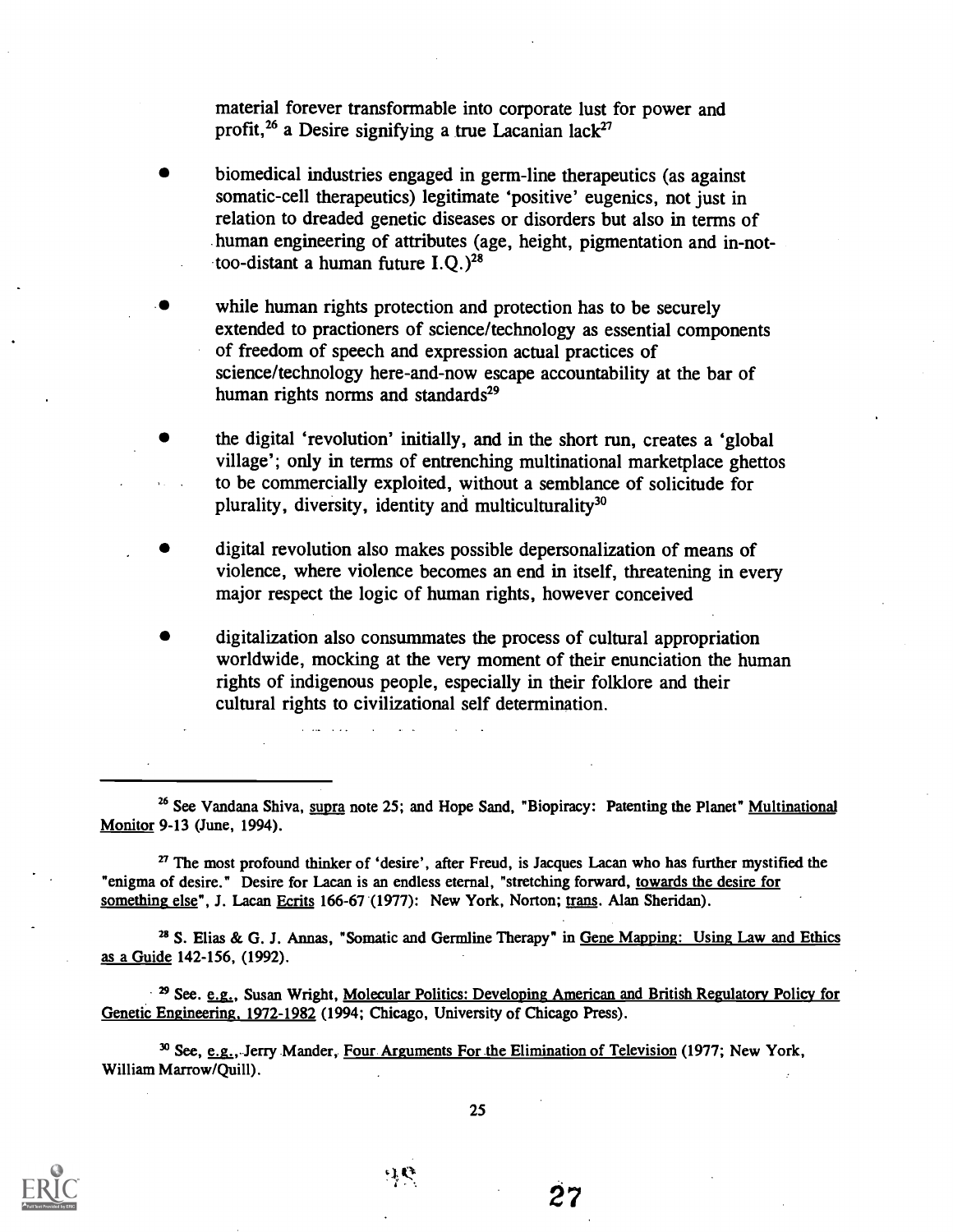material forever transformable into corporate lust for power and profit,[26] a Desire signifying a true Lacanian lack[27]

- biomedical industries engaged in germ-line therapeutics (as against somatic-cell therapeutics) legitimate 'positive' eugenics, not just in relation to dreaded genetic diseases or disorders but also in terms of human engineering of attributes (age, height, pigmentation and in-not-too-distant a human future I.Q.)[28]

- while human rights protection and protection has to be securely extended to practioners of science/technology as essential components of freedom of speech and expression actual practices of science/technology here-and-now escape accountability at the bar of human rights norms and standards[29]

- the digital 'revolution' initially, and in the short run, creates a 'global village'; only in terms of entrenching multinational marketplace ghettos to be commercially exploited, without a semblance of solicitude for plurality, diversity, identity and multiculturality[30]

- digital revolution also makes possible depersonalization of means of violence, where violence becomes an end in itself, threatening in every major respect the logic of human rights, however conceived

- digitalization also consummates the process of cultural appropriation worldwide, mocking at the very moment of their enunciation the human rights of indigenous people, especially in their folklore and their cultural rights to civilizational self determination.

---

[26] See Vandana Shiva, supra note 25; and Hope Sand, "Biopiracy: Patenting the Planet" Multinational Monitor 9-13 (June, 1994).

[27] The most profound thinker of 'desire', after Freud, is Jacques Lacan who has further mystified the "enigma of desire." Desire for Lacan is an endless eternal, "stretching forward, towards the desire for something else", J. Lacan Ecrits 166-67 (1977): New York, Norton; trans. Alan Sheridan).

[28] S. Elias & G. J. Annas, "Somatic and Germline Therapy" in Gene Mapping: Using Law and Ethics as a Guide 142-156, (1992).

[29] See. e.g., Susan Wright, Molecular Politics: Developing American and British Regulatory Policy for Genetic Engineering, 1972-1982 (1994; Chicago, University of Chicago Press).

[30] See, e.g., Jerry Mander, Four Arguments For the Elimination of Television (1977; New York, William Marrow/Quill).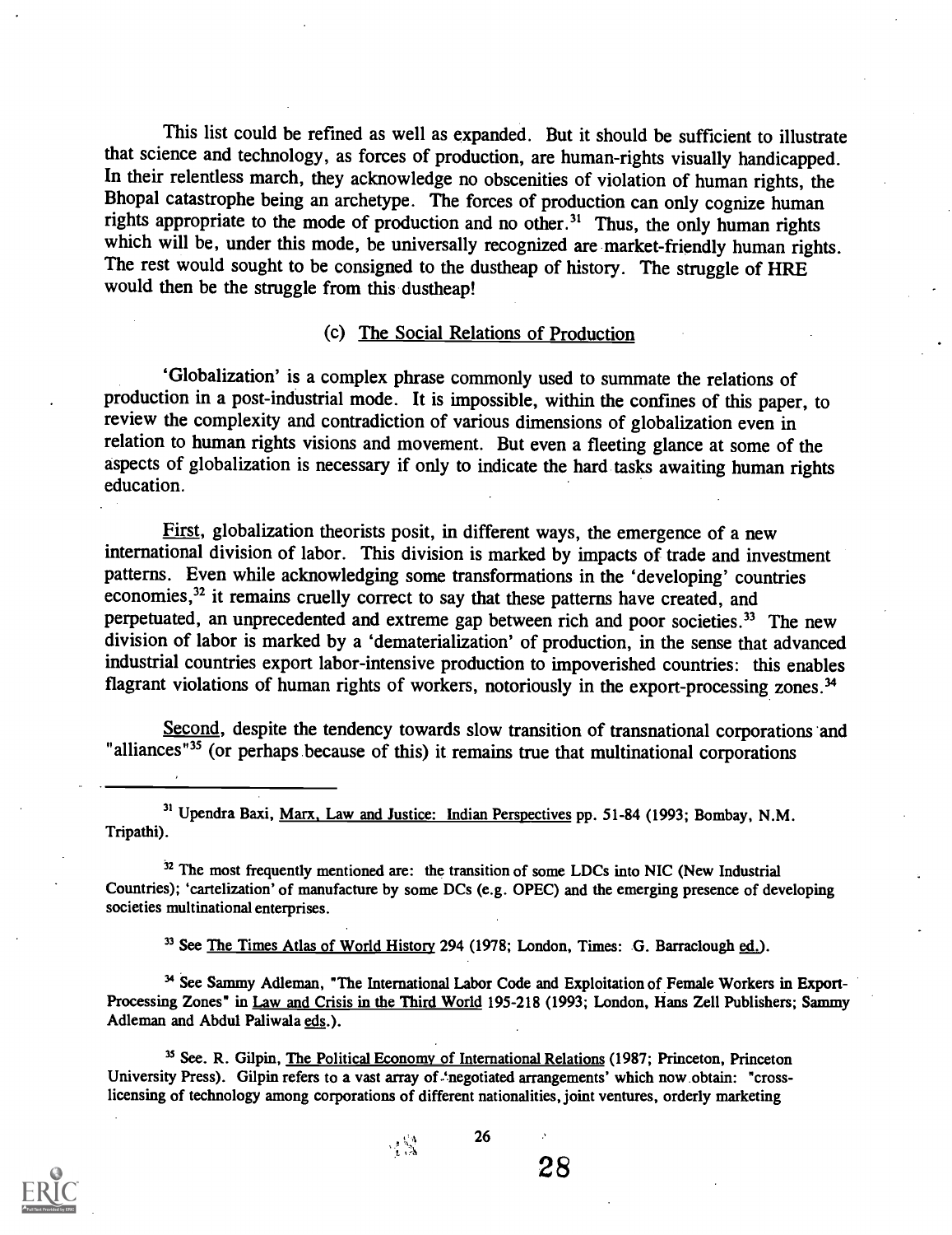This list could be refined as well as expanded. But it should be sufficient to illustrate that science and technology, as forces of production, are human-rights visually handicapped. In their relentless march, they acknowledge no obscenities of violation of human rights, the Bhopal catastrophe being an archetype. The forces of production can only cognize human rights appropriate to the mode of production and no other.[31] Thus, the only human rights which will be, under this mode, be universally recognized are market-friendly human rights. The rest would sought to be consigned to the dustheap of history. The struggle of HRE would then be the struggle from this dustheap!

(c) <u>The Social Relations of Production</u>

'Globalization' is a complex phrase commonly used to summate the relations of production in a post-industrial mode. It is impossible, within the confines of this paper, to review the complexity and contradiction of various dimensions of globalization even in relation to human rights visions and movement. But even a fleeting glance at some of the aspects of globalization is necessary if only to indicate the hard tasks awaiting human rights education.

<u>First</u>, globalization theorists posit, in different ways, the emergence of a new international division of labor. This division is marked by impacts of trade and investment patterns. Even while acknowledging some transformations in the 'developing' countries economies,[32] it remains cruelly correct to say that these patterns have created, and perpetuated, an unprecedented and extreme gap between rich and poor societies.[33] The new division of labor is marked by a 'dematerialization' of production, in the sense that advanced industrial countries export labor-intensive production to impoverished countries: this enables flagrant violations of human rights of workers, notoriously in the export-processing zones.[34]

<u>Second</u>, despite the tendency towards slow transition of transnational corporations and "alliances"[35] (or perhaps because of this) it remains true that multinational corporations

---

[31] Upendra Baxi, <u>Marx, Law and Justice: Indian Perspectives</u> pp. 51-84 (1993; Bombay, N.M. Tripathi).

[32] The most frequently mentioned are: the transition of some LDCs into NIC (New Industrial Countries); 'cartelization' of manufacture by some DCs (e.g. OPEC) and the emerging presence of developing societies multinational enterprises.

[33] See <u>The Times Atlas of World History</u> 294 (1978; London, Times: G. Barraclough <u>ed.</u>).

[34] See Sammy Adleman, "The International Labor Code and Exploitation of Female Workers in Export-Processing Zones" in <u>Law and Crisis in the Third World</u> 195-218 (1993; London, Hans Zell Publishers; Sammy Adleman and Abdul Paliwala <u>eds</u>.).

[35] See. R. Gilpin, <u>The Political Economy of International Relations</u> (1987; Princeton, Princeton University Press). Gilpin refers to a vast array of 'negotiated arrangements' which now obtain: "cross-licensing of technology among corporations of different nationalities, joint ventures, orderly marketing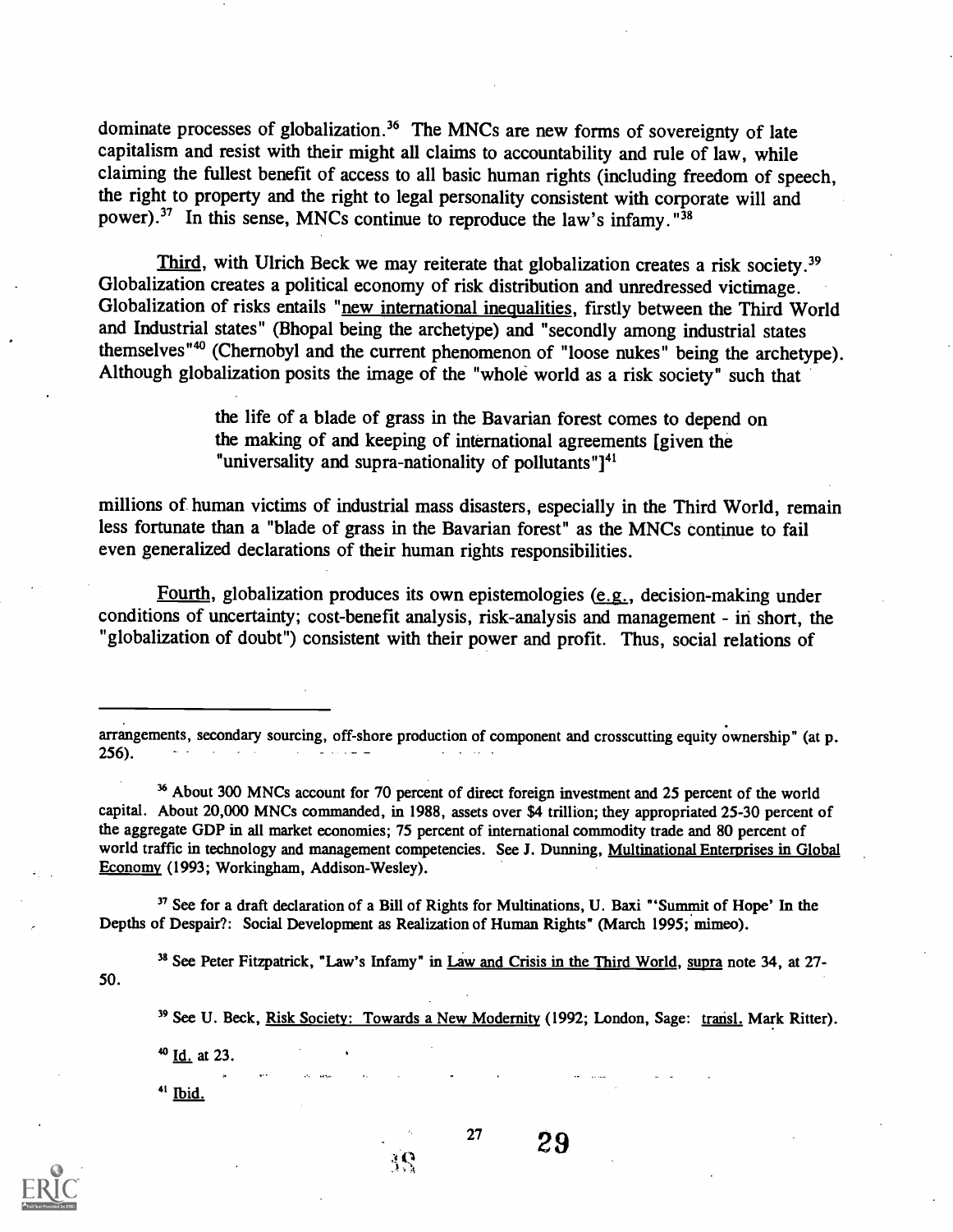dominate processes of globalization.[36] The MNCs are new forms of sovereignty of late capitalism and resist with their might all claims to accountability and rule of law, while claiming the fullest benefit of access to all basic human rights (including freedom of speech, the right to property and the right to legal personality consistent with corporate will and power).[37] In this sense, MNCs continue to reproduce the law's infamy."[38]

Third, with Ulrich Beck we may reiterate that globalization creates a risk society.[39] Globalization creates a political economy of risk distribution and unredressed victimage. Globalization of risks entails "new international inequalities, firstly between the Third World and Industrial states" (Bhopal being the archetype) and "secondly among industrial states themselves"[40] (Chernobyl and the current phenomenon of "loose nukes" being the archetype). Although globalization posits the image of the "whole world as a risk society" such that

> the life of a blade of grass in the Bavarian forest comes to depend on the making of and keeping of international agreements [given the "universality and supra-nationality of pollutants"][41]

millions of human victims of industrial mass disasters, especially in the Third World, remain less fortunate than a "blade of grass in the Bavarian forest" as the MNCs continue to fail even generalized declarations of their human rights responsibilities.

Fourth, globalization produces its own epistemologies (e.g., decision-making under conditions of uncertainty; cost-benefit analysis, risk-analysis and management - in short, the "globalization of doubt") consistent with their power and profit. Thus, social relations of

---

arrangements, secondary sourcing, off-shore production of component and crosscutting equity ownership" (at p. 256).

[36] About 300 MNCs account for 70 percent of direct foreign investment and 25 percent of the world capital. About 20,000 MNCs commanded, in 1988, assets over $4 trillion; they appropriated 25-30 percent of the aggregate GDP in all market economies; 75 percent of international commodity trade and 80 percent of world traffic in technology and management competencies. See J. Dunning, Multinational Enterprises in Global Economy (1993; Workingham, Addison-Wesley).

[37] See for a draft declaration of a Bill of Rights for Multinations, U. Baxi "'Summit of Hope' In the Depths of Despair?: Social Development as Realization of Human Rights" (March 1995; mimeo).

[38] See Peter Fitzpatrick, "Law's Infamy" in Law and Crisis in the Third World, supra note 34, at 27-50.

[39] See U. Beck, Risk Society: Towards a New Modernity (1992; London, Sage: transl. Mark Ritter).

[40] Id. at 23.

[41] Ibid.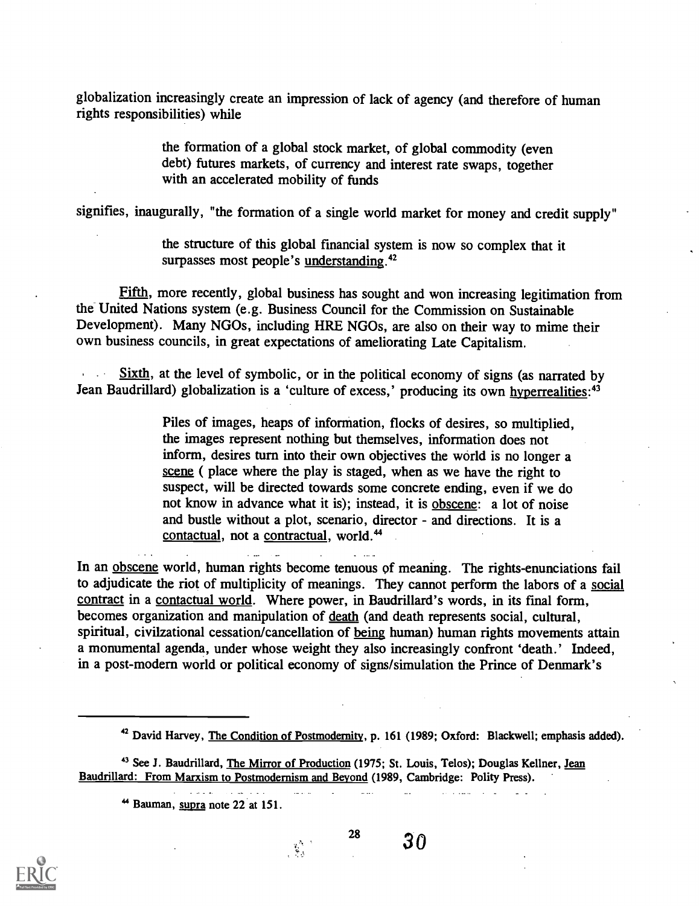globalization increasingly create an impression of lack of agency (and therefore of human rights responsibilities) while

> the formation of a global stock market, of global commodity (even debt) futures markets, of currency and interest rate swaps, together with an accelerated mobility of funds

signifies, inaugurally, "the formation of a single world market for money and credit supply"

> the structure of this global financial system is now so complex that it surpasses most people's <u>understanding</u>.[42]

<u>Fifth</u>, more recently, global business has sought and won increasing legitimation from the United Nations system (e.g. Business Council for the Commission on Sustainable Development). Many NGOs, including HRE NGOs, are also on their way to mime their own business councils, in great expectations of ameliorating Late Capitalism.

<u>Sixth</u>, at the level of symbolic, or in the political economy of signs (as narrated by Jean Baudrillard) globalization is a 'culture of excess,' producing its own <u>hyperrealities</u>:[43]

> Piles of images, heaps of information, flocks of desires, so multiplied, the images represent nothing but themselves, information does not inform, desires turn into their own objectives the world is no longer a <u>scene</u> ( place where the play is staged, when as we have the right to suspect, will be directed towards some concrete ending, even if we do not know in advance what it is); instead, it is <u>obscene</u>: a lot of noise and bustle without a plot, scenario, director - and directions. It is a <u>contactual</u>, not a <u>contractual</u>, world.[44]

In an <u>obscene</u> world, human rights become tenuous of meaning. The rights-enunciations fail to adjudicate the riot of multiplicity of meanings. They cannot perform the labors of a <u>social contract</u> in a <u>contactual world</u>. Where power, in Baudrillard's words, in its final form, becomes organization and manipulation of <u>death</u> (and death represents social, cultural, spiritual, civilzational cessation/cancellation of <u>being</u> human) human rights movements attain a monumental agenda, under whose weight they also increasingly confront 'death.' Indeed, in a post-modern world or political economy of signs/simulation the Prince of Denmark's

---

[42] David Harvey, <u>The Condition of Postmodernity</u>, p. 161 (1989; Oxford: Blackwell; emphasis added).

[43] See J. Baudrillard, <u>The Mirror of Production</u> (1975; St. Louis, Telos); Douglas Kellner, <u>Jean Baudrillard: From Marxism to Postmodernism and Beyond</u> (1989, Cambridge: Polity Press).

[44] Bauman, <u>supra</u> note 22 at 151.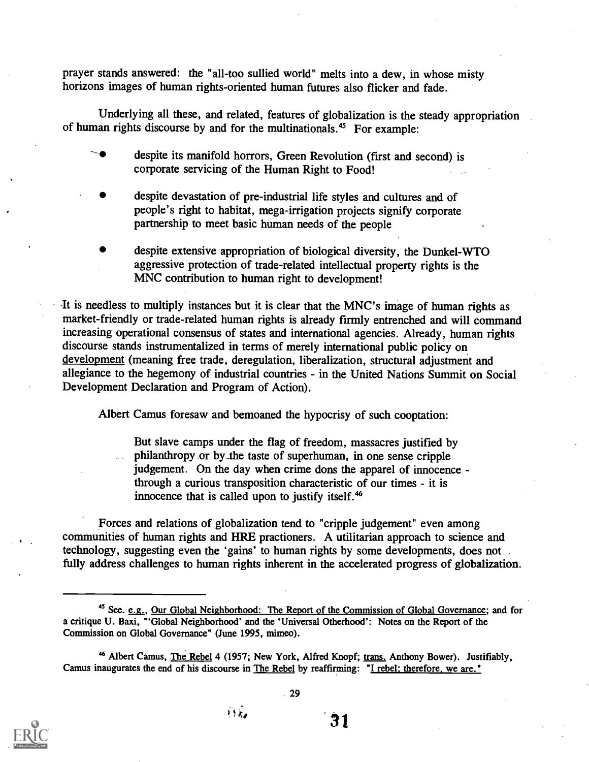prayer stands answered: the "all-too sullied world" melts into a dew, in whose misty horizons images of human rights-oriented human futures also flicker and fade.

Underlying all these, and related, features of globalization is the steady appropriation of human rights discourse by and for the multinationals.[45] For example:

- despite its manifold horrors, Green Revolution (first and second) is corporate servicing of the Human Right to Food!
- despite devastation of pre-industrial life styles and cultures and of people's right to habitat, mega-irrigation projects signify corporate partnership to meet basic human needs of the people
- despite extensive appropriation of biological diversity, the Dunkel-WTO aggressive protection of trade-related intellectual property rights is the MNC contribution to human right to development!

It is needless to multiply instances but it is clear that the MNC's image of human rights as market-friendly or trade-related human rights is already firmly entrenched and will command increasing operational consensus of states and international agencies. Already, human rights discourse stands instrumentalized in terms of merely international public policy on development (meaning free trade, deregulation, liberalization, structural adjustment and allegiance to the hegemony of industrial countries - in the United Nations Summit on Social Development Declaration and Program of Action).

Albert Camus foresaw and bemoaned the hypocrisy of such cooptation:

> But slave camps under the flag of freedom, massacres justified by philanthropy or by the taste of superhuman, in one sense cripple judgement. On the day when crime dons the apparel of innocence - through a curious transposition characteristic of our times - it is innocence that is called upon to justify itself.[46]

Forces and relations of globalization tend to "cripple judgement" even among communities of human rights and HRE practioners. A utilitarian approach to science and technology, suggesting even the 'gains' to human rights by some developments, does not fully address challenges to human rights inherent in the accelerated progress of globalization.

---

[45] See. e.g., Our Global Neighborhood: The Report of the Commission of Global Governance; and for a critique U. Baxi, "'Global Neighborhood' and the 'Universal Otherhood': Notes on the Report of the Commission on Global Governance" (June 1995, mimeo).

[46] Albert Camus, The Rebel 4 (1957; New York, Alfred Knopf; trans. Anthony Bower). Justifiably, Camus inaugurates the end of his discourse in The Rebel by reaffirming: "I rebel; therefore, we are."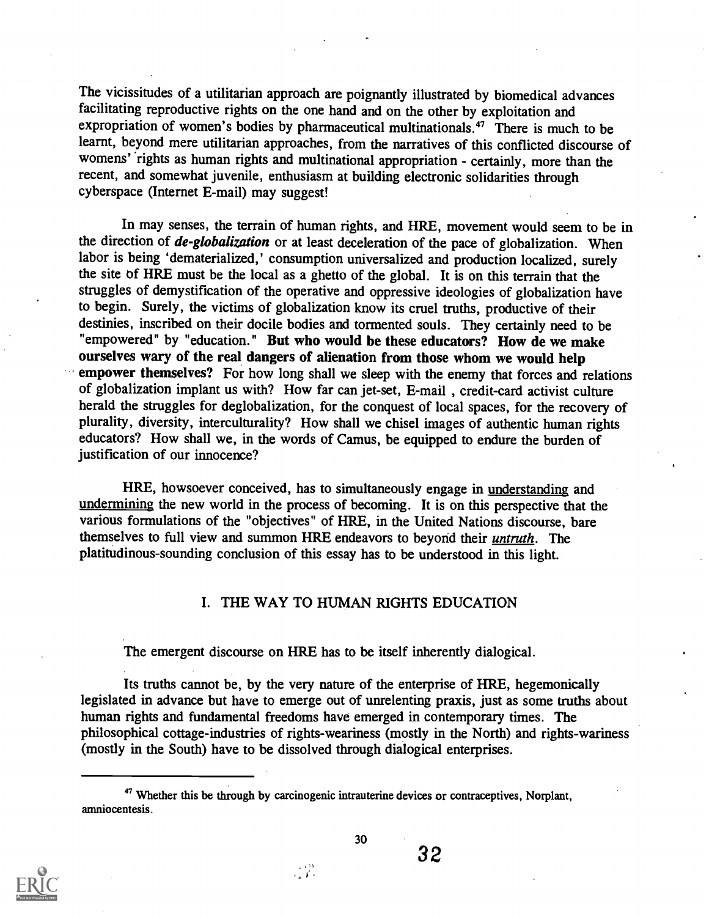The vicissitudes of a utilitarian approach are poignantly illustrated by biomedical advances facilitating reproductive rights on the one hand and on the other by exploitation and expropriation of women's bodies by pharmaceutical multinationals.[47] There is much to be learnt, beyond mere utilitarian approaches, from the narratives of this conflicted discourse of womens' rights as human rights and multinational appropriation - certainly, more than the recent, and somewhat juvenile, enthusiasm at building electronic solidarities through cyberspace (Internet E-mail) may suggest!

In may senses, the terrain of human rights, and HRE, movement would seem to be in the direction of ***de-globalization*** or at least deceleration of the pace of globalization. When labor is being 'dematerialized,' consumption universalized and production localized, surely the site of HRE must be the local as a ghetto of the global. It is on this terrain that the struggles of demystification of the operative and oppressive ideologies of globalization have to begin. Surely, the victims of globalization know its cruel truths, productive of their destinies, inscribed on their docile bodies and tormented souls. They certainly need to be "empowered" by "education." **But who would be these educators? How de we make ourselves wary of the real dangers of alienation from those whom we would help empower themselves?** For how long shall we sleep with the enemy that forces and relations of globalization implant us with? How far can jet-set, E-mail , credit-card activist culture herald the struggles for deglobalization, for the conquest of local spaces, for the recovery of plurality, diversity, interculturality? How shall we chisel images of authentic human rights educators? How shall we, in the words of Camus, be equipped to endure the burden of justification of our innocence?

HRE, howsoever conceived, has to simultaneously engage in <u>understanding</u> and <u>undermining</u> the new world in the process of becoming. It is on this perspective that the various formulations of the "objectives" of HRE, in the United Nations discourse, bare themselves to full view and summon HRE endeavors to beyond their ***<u>untruth</u>***. The platitudinous-sounding conclusion of this essay has to be understood in this light.

## I. THE WAY TO HUMAN RIGHTS EDUCATION

The emergent discourse on HRE has to be itself inherently dialogical.

Its truths cannot be, by the very nature of the enterprise of HRE, hegemonically legislated in advance but have to emerge out of unrelenting praxis, just as some truths about human rights and fundamental freedoms have emerged in contemporary times. The philosophical cottage-industries of rights-weariness (mostly in the North) and rights-wariness (mostly in the South) have to be dissolved through dialogical enterprises.

---

[47] Whether this be through by carcinogenic intrauterine devices or contraceptives, Norplant, amniocentesis.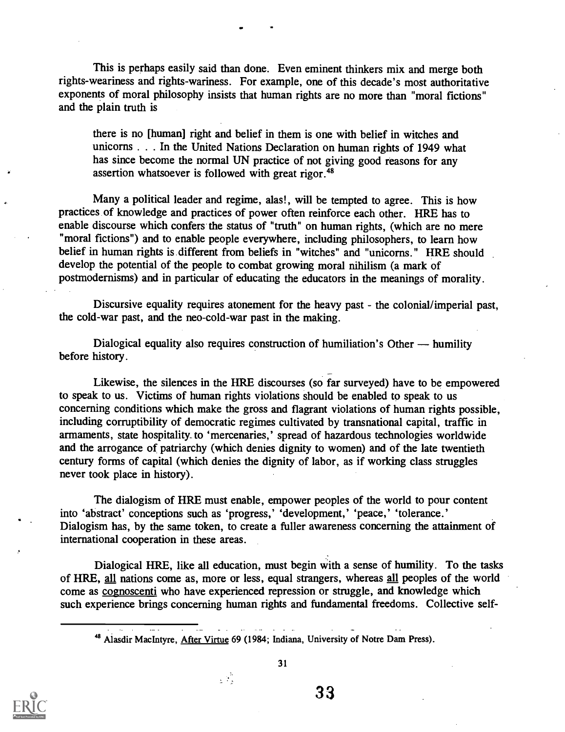This is perhaps easily said than done. Even eminent thinkers mix and merge both rights-weariness and rights-wariness. For example, one of this decade's most authoritative exponents of moral philosophy insists that human rights are no more than "moral fictions" and the plain truth is

> there is no [human] right and belief in them is one with belief in witches and unicorns . . . In the United Nations Declaration on human rights of 1949 what has since become the normal UN practice of not giving good reasons for any assertion whatsoever is followed with great rigor.[48]

Many a political leader and regime, alas!, will be tempted to agree. This is how practices of knowledge and practices of power often reinforce each other. HRE has to enable discourse which confers the status of "truth" on human rights, (which are no mere "moral fictions") and to enable people everywhere, including philosophers, to learn how belief in human rights is different from beliefs in "witches" and "unicorns." HRE should develop the potential of the people to combat growing moral nihilism (a mark of postmodernisms) and in particular of educating the educators in the meanings of morality.

Discursive equality requires atonement for the heavy past - the colonial/imperial past, the cold-war past, and the neo-cold-war past in the making.

Dialogical equality also requires construction of humiliation's Other — humility before history.

Likewise, the silences in the HRE discourses (so far surveyed) have to be empowered to speak to us. Victims of human rights violations should be enabled to speak to us concerning conditions which make the gross and flagrant violations of human rights possible, including corruptibility of democratic regimes cultivated by transnational capital, traffic in armaments, state hospitality to 'mercenaries,' spread of hazardous technologies worldwide and the arrogance of patriarchy (which denies dignity to women) and of the late twentieth century forms of capital (which denies the dignity of labor, as if working class struggles never took place in history).

The dialogism of HRE must enable, empower peoples of the world to pour content into 'abstract' conceptions such as 'progress,' 'development,' 'peace,' 'tolerance.' Dialogism has, by the same token, to create a fuller awareness concerning the attainment of international cooperation in these areas.

Dialogical HRE, like all education, must begin with a sense of humility. To the tasks of HRE, <u>all</u> nations come as, more or less, equal strangers, whereas <u>all</u> peoples of the world come as <u>cognoscenti</u> who have experienced repression or struggle, and knowledge which such experience brings concerning human rights and fundamental freedoms. Collective self-

---

[48] Alasdir MacIntyre, <u>After Virtue</u> 69 (1984; Indiana, University of Notre Dam Press).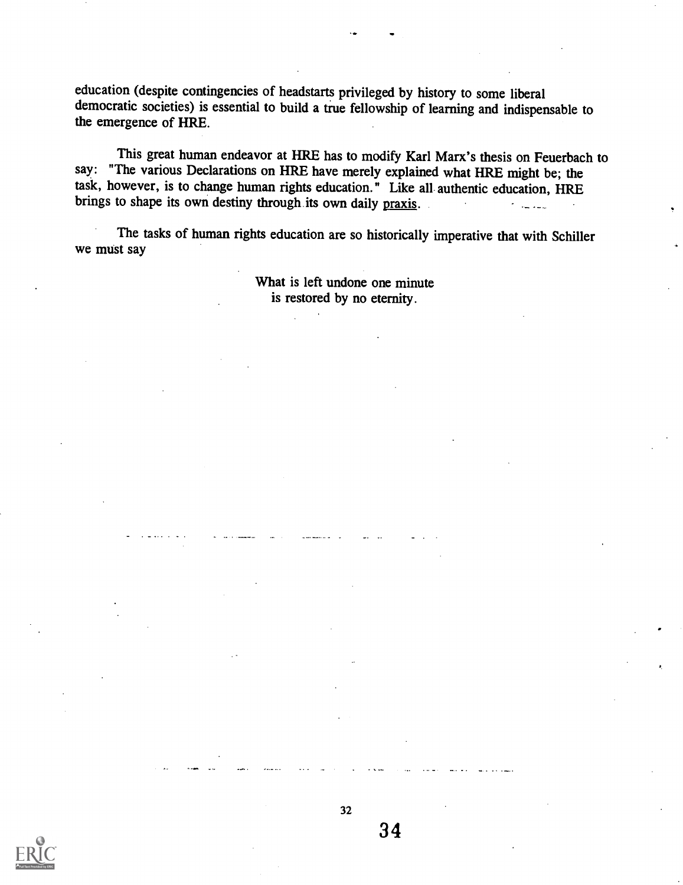education (despite contingencies of headstarts privileged by history to some liberal democratic societies) is essential to build a true fellowship of learning and indispensable to the emergence of HRE.

This great human endeavor at HRE has to modify Karl Marx's thesis on Feuerbach to say: "The various Declarations on HRE have merely explained what HRE might be; the task, however, is to change human rights education." Like all authentic education, HRE brings to shape its own destiny through its own daily praxis.

The tasks of human rights education are so historically imperative that with Schiller we must say

> What is left undone one minute
> is restored by no eternity.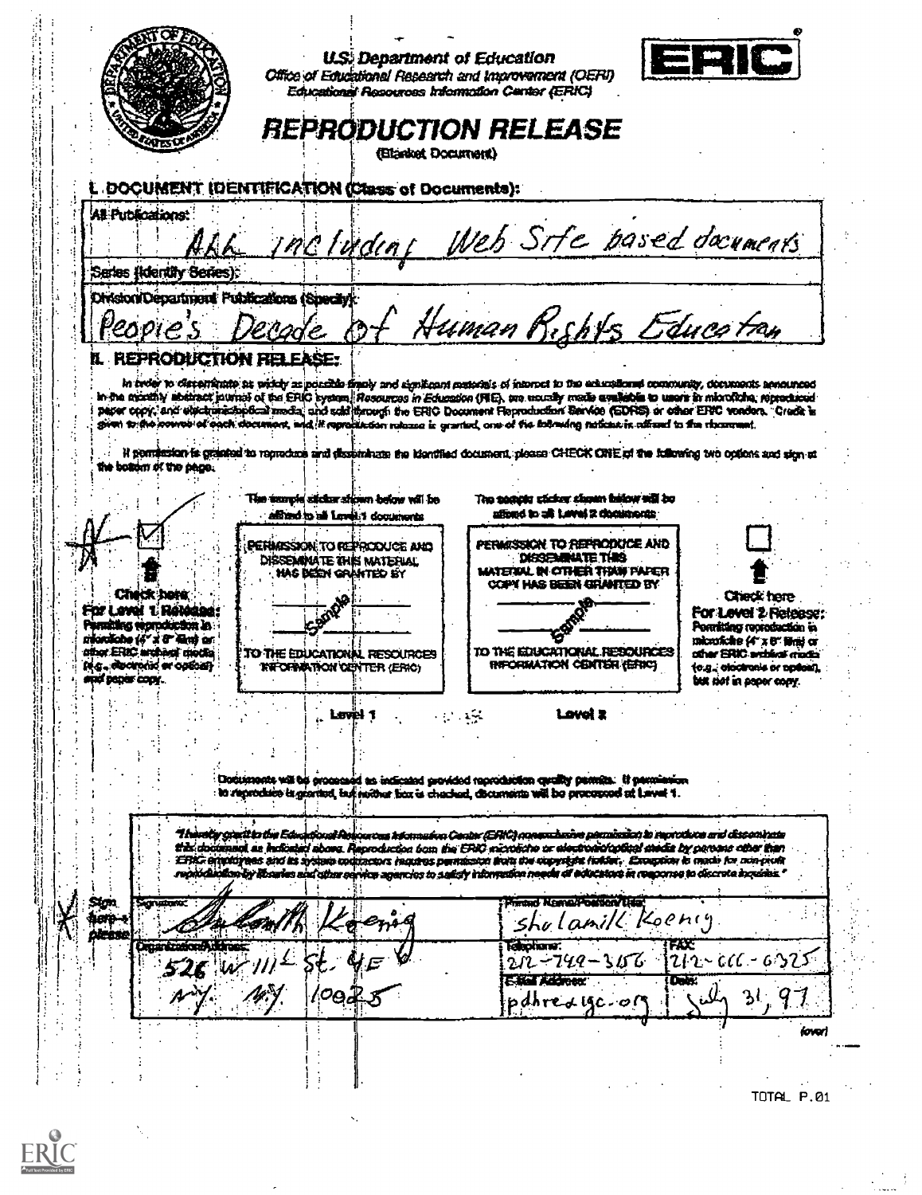U.S. Department of Education
Office of Educational Research and Improvement (OERI)
Educational Resources Information Center (ERIC)

ERIC

# REPRODUCTION RELEASE

(Blanket Document)

## I. DOCUMENT IDENTIFICATION (Class of Documents):

All Publications: ALL including Web Site based documents

Series (Identify Series):

Division/Department Publications (Specify): People's Decade of Human Rights Education

## II. REPRODUCTION RELEASE:

In order to disseminate as widely as possible timely and significant materials of interest to the educational community, documents announced in the monthly abstract journal of the ERIC system, *Resources in Education* (RIE), are usually made available to users in microfiche, reproduced paper copy, and electronic/optical media, and sold through the ERIC Document Reproduction Service (EDRS) or other ERIC vendors. Credit is given to the source of each document, and, if reproduction release is granted, one of the following notices is affixed to the document.

If permission is granted to reproduce and disseminate the identified document, please CHECK ONE of the following two options and sign at the bottom of the page.

| Level 1 | Level 2 |
|---|---|
| The sample sticker shown below will be affixed to all Level 1 documents | The sample sticker shown below will be affixed to all Level 2 documents |
| PERMISSION TO REPRODUCE AND DISSEMINATE THIS MATERIAL HAS BEEN GRANTED BY ______ Sample ______ TO THE EDUCATIONAL RESOURCES INFORMATION CENTER (ERIC) | PERMISSION TO REPRODUCE AND DISSEMINATE THIS MATERIAL IN OTHER THAN PAPER COPY HAS BEEN GRANTED BY ______ Sample ______ TO THE EDUCATIONAL RESOURCES INFORMATION CENTER (ERIC) |
| [X] Check here **For Level 1 Release:** Permitting reproduction in microfiche (4" x 6" film) or other ERIC archival media (e.g., electronic or optical) and paper copy. | [ ] Check here **For Level 2 Release:** Permitting reproduction in microfiche (4" x 6" film) or other ERIC archival media (e.g., electronic or optical), but not in paper copy. |

Documents will be processed as indicated provided reproduction quality permits. If permission to reproduce is granted, but neither box is checked, documents will be processed at Level 1.

*"I hereby grant to the Educational Resources Information Center (ERIC) nonexclusive permission to reproduce and disseminate this document as indicated above. Reproduction from the ERIC microfiche or electronic/optical media by persons other than ERIC employees and its system contractors requires permission from the copyright holder. Exception is made for non-profit reproduction by libraries and other service agencies to satisfy information needs of educators in response to discrete inquiries."*

Sign here→ please

| | |
|---|---|
| Signature: Shulamith Koenig | Printed Name/Position/Title: Shulamith Koenig |
| Organization/Address: 526 W 111th St. 4E N.Y. N.Y. 10025 | Telephone: 212-749-3156 / FAX: 212-666-6325 |
| | E-Mail Address: pdhre@igc.org / Date: July 31, 97 |

(over)

TOTAL P.01